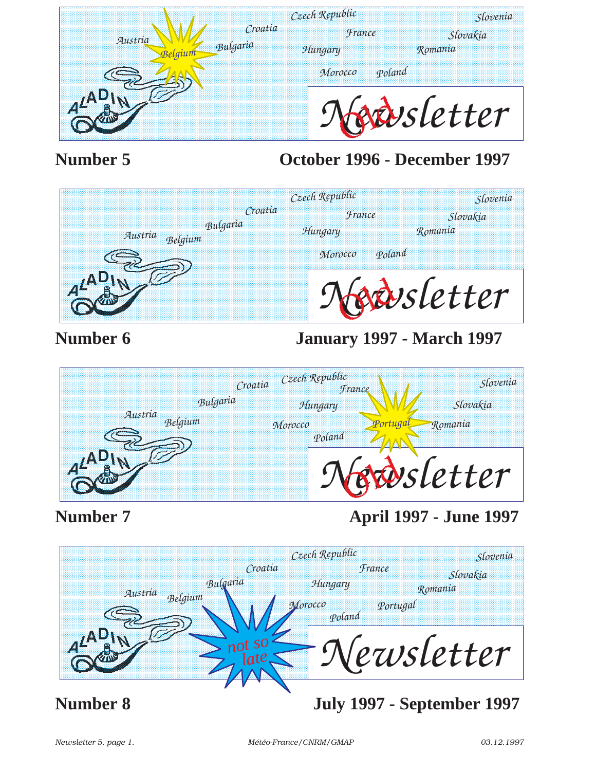Austria Belgium Bulgaria Croatia Czech Republic France Hungary Morocco Poland Romania Slovakia Slovenia

ALADIN Old Newsletter

**Number 5** **October 1996 - December 1997**

Austria Belgium Bulgaria Croatia Czech Republic France Hungary Morocco Poland Romania Slovakia Slovenia

ALADIN Old Newsletter

**Number 6** **January 1997 - March 1997**

Austria Belgium Bulgaria Croatia Czech Republic France Hungary Morocco Poland Portugal Romania Slovakia Slovenia

ALADIN Old Newsletter

**Number 7** **April 1997 - June 1997**

Austria Belgium Bulgaria Croatia Czech Republic France Hungary Morocco Poland Portugal Romania Slovakia Slovenia

ALADIN not so late Newsletter

**Number 8** **July 1997 - September 1997**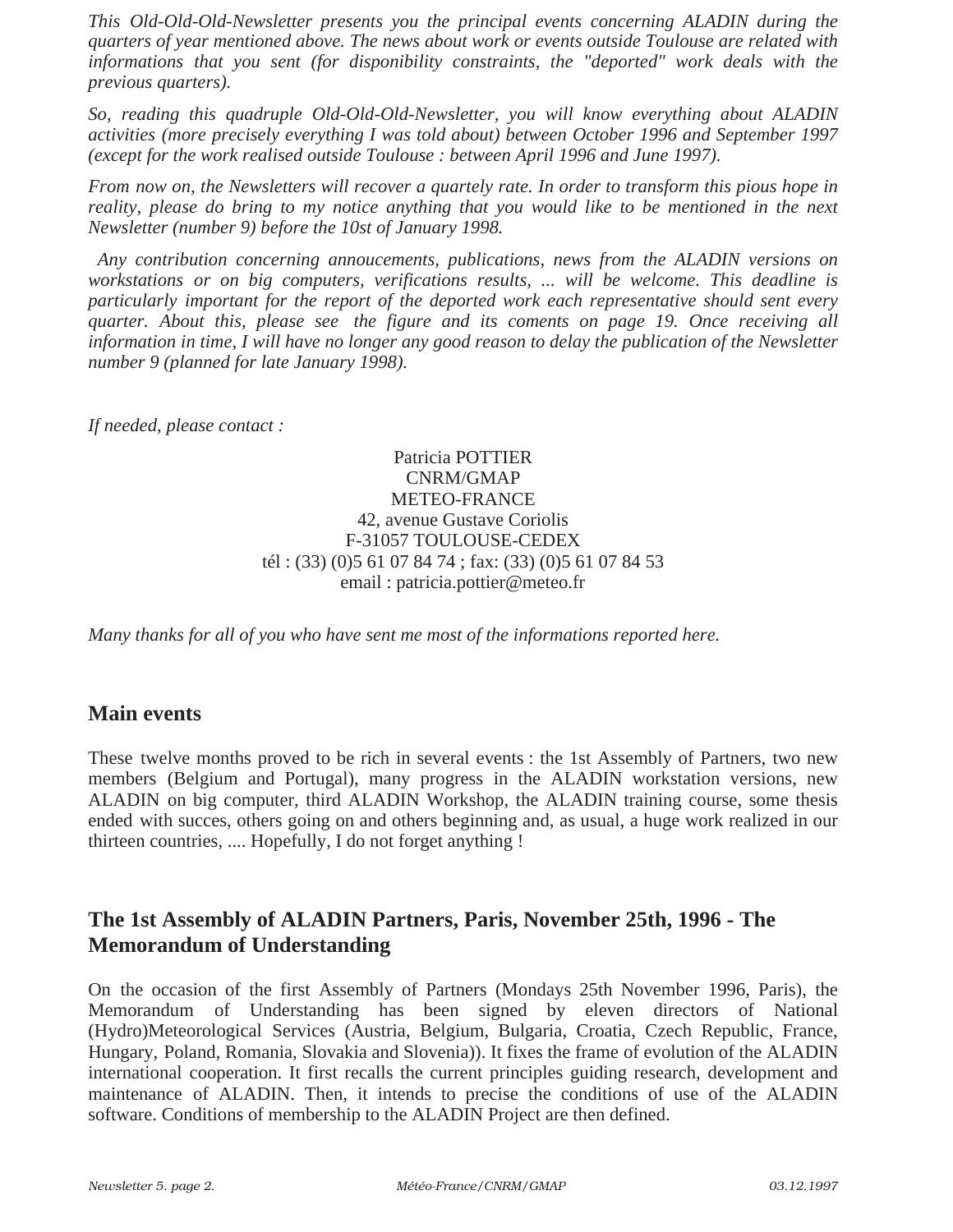*This Old-Old-Old-Newsletter presents you the principal events concerning ALADIN during the quarters of year mentioned above. The news about work or events outside Toulouse are related with informations that you sent (for disponibility constraints, the "deported" work deals with the previous quarters).*

*So, reading this quadruple Old-Old-Old-Newsletter, you will know everything about ALADIN activities (more precisely everything I was told about) between October 1996 and September 1997 (except for the work realised outside Toulouse : between April 1996 and June 1997).*

*From now on, the Newsletters will recover a quartely rate. In order to transform this pious hope in reality, please do bring to my notice anything that you would like to be mentioned in the next Newsletter (number 9) before the 10st of January 1998.*

*Any contribution concerning annoucements, publications, news from the ALADIN versions on workstations or on big computers, verifications results, ... will be welcome. This deadline is particularly important for the report of the deported work each representative should sent every quarter. About this, please see the figure and its coments on page 19. Once receiving all information in time, I will have no longer any good reason to delay the publication of the Newsletter number 9 (planned for late January 1998).*

*If needed, please contact :*

Patricia POTTIER
CNRM/GMAP
METEO-FRANCE
42, avenue Gustave Coriolis
F-31057 TOULOUSE-CEDEX
tél : (33) (0)5 61 07 84 74 ; fax: (33) (0)5 61 07 84 53
email : patricia.pottier@meteo.fr

*Many thanks for all of you who have sent me most of the informations reported here.*

## Main events

These twelve months proved to be rich in several events : the 1st Assembly of Partners, two new members (Belgium and Portugal), many progress in the ALADIN workstation versions, new ALADIN on big computer, third ALADIN Workshop, the ALADIN training course, some thesis ended with succes, others going on and others beginning and, as usual, a huge work realized in our thirteen countries, .... Hopefully, I do not forget anything !

## The 1st Assembly of ALADIN Partners, Paris, November 25th, 1996 - The Memorandum of Understanding

On the occasion of the first Assembly of Partners (Mondays 25th November 1996, Paris), the Memorandum of Understanding has been signed by eleven directors of National (Hydro)Meteorological Services (Austria, Belgium, Bulgaria, Croatia, Czech Republic, France, Hungary, Poland, Romania, Slovakia and Slovenia)). It fixes the frame of evolution of the ALADIN international cooperation. It first recalls the current principles guiding research, development and maintenance of ALADIN. Then, it intends to precise the conditions of use of the ALADIN software. Conditions of membership to the ALADIN Project are then defined.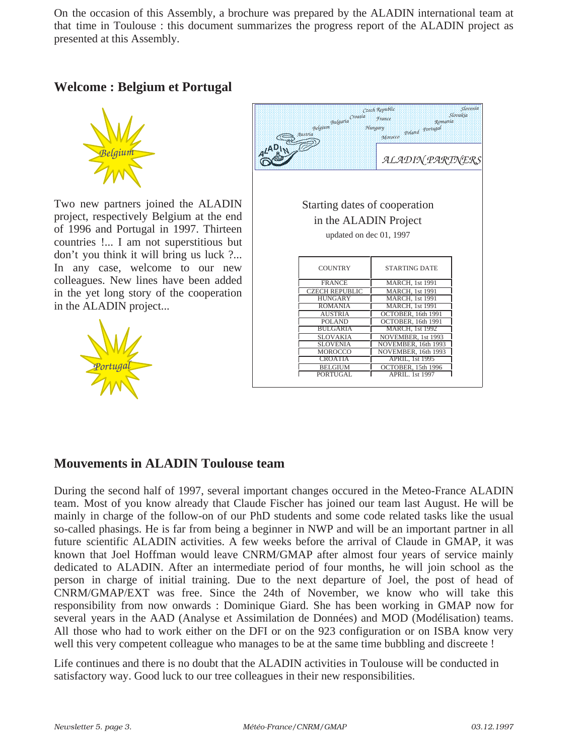On the occasion of this Assembly, a brochure was prepared by the ALADIN international team at that time in Toulouse : this document summarizes the progress report of the ALADIN project as presented at this Assembly.

## Welcome : Belgium et Portugal

Belgium

Two new partners joined the ALADIN project, respectively Belgium at the end of 1996 and Portugal in 1997. Thirteen countries !... I am not superstitious but don't you think it will bring us luck ?... In any case, welcome to our new colleagues. New lines have been added in the yet long story of the cooperation in the ALADIN project...

Portugal

ALADIN PARTNERS

Starting dates of cooperation in the ALADIN Project

updated on dec 01, 1997

| COUNTRY | STARTING DATE |
|---|---|
| FRANCE | MARCH, 1st 1991 |
| CZECH REPUBLIC | MARCH, 1st 1991 |
| HUNGARY | MARCH, 1st 1991 |
| ROMANIA | MARCH, 1st 1991 |
| AUSTRIA | OCTOBER, 16th 1991 |
| POLAND | OCTOBER, 16th 1991 |
| BULGARIA | MARCH, 1st 1992 |
| SLOVAKIA | NOVEMBER, 1st 1993 |
| SLOVENIA | NOVEMBER, 16th 1993 |
| MOROCCO | NOVEMBER, 16th 1993 |
| CROATIA | APRIL, 1st 1995 |
| BELGIUM | OCTOBER, 15th 1996 |
| PORTUGAL | APRIL. 1st 1997 |

## Mouvements in ALADIN Toulouse team

During the second half of 1997, several important changes occured in the Meteo-France ALADIN team. Most of you know already that Claude Fischer has joined our team last August. He will be mainly in charge of the follow-on of our PhD students and some code related tasks like the usual so-called phasings. He is far from being a beginner in NWP and will be an important partner in all future scientific ALADIN activities. A few weeks before the arrival of Claude in GMAP, it was known that Joel Hoffman would leave CNRM/GMAP after almost four years of service mainly dedicated to ALADIN. After an intermediate period of four months, he will join school as the person in charge of initial training. Due to the next departure of Joel, the post of head of CNRM/GMAP/EXT was free. Since the 24th of November, we know who will take this responsibility from now onwards : Dominique Giard. She has been working in GMAP now for several years in the AAD (Analyse et Assimilation de Données) and MOD (Modélisation) teams. All those who had to work either on the DFI or on the 923 configuration or on ISBA know very well this very competent colleague who manages to be at the same time bubbling and discreete !

Life continues and there is no doubt that the ALADIN activities in Toulouse will be conducted in satisfactory way. Good luck to our tree colleagues in their new responsibilities.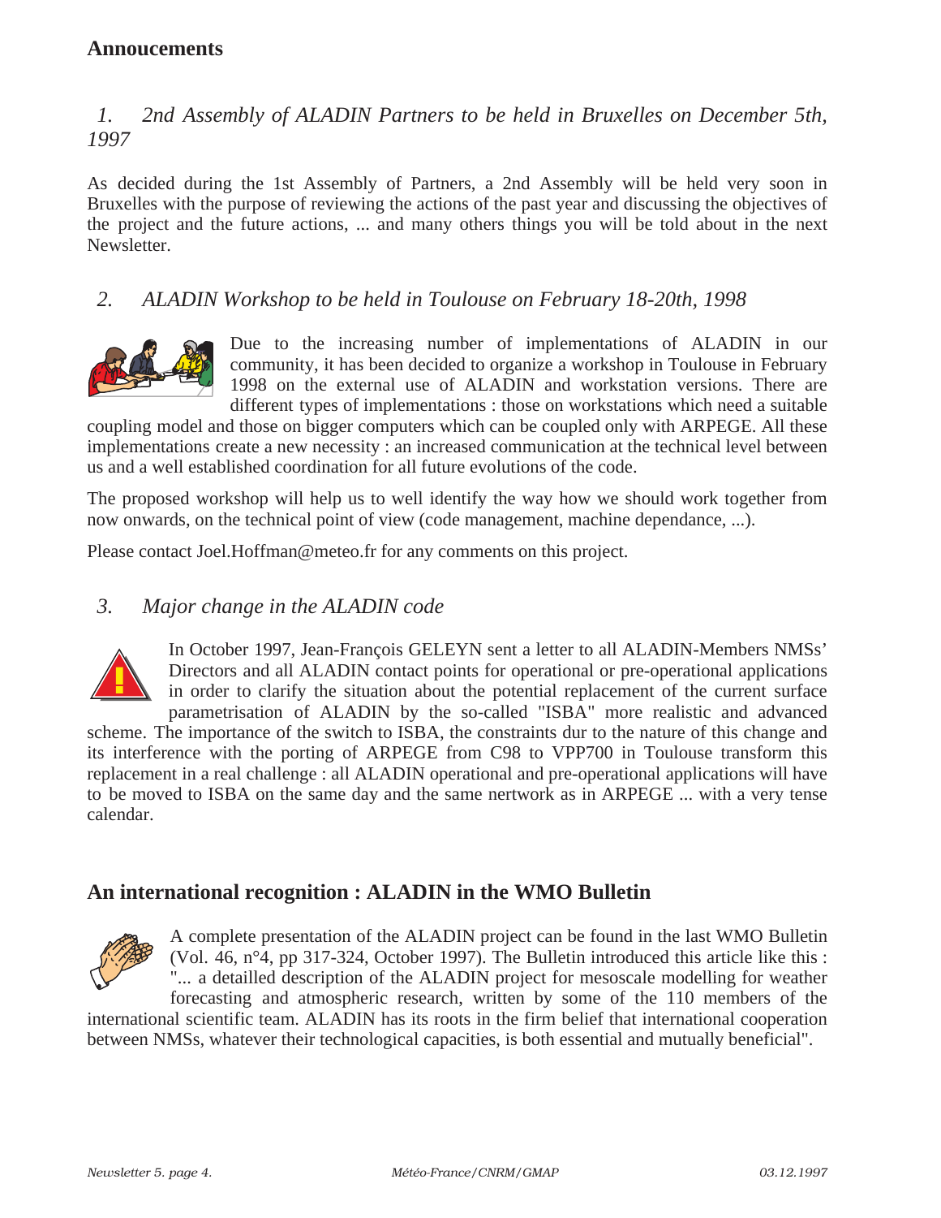## Annoucements

### *1. 2nd Assembly of ALADIN Partners to be held in Bruxelles on December 5th, 1997*

As decided during the 1st Assembly of Partners, a 2nd Assembly will be held very soon in Bruxelles with the purpose of reviewing the actions of the past year and discussing the objectives of the project and the future actions, ... and many others things you will be told about in the next Newsletter.

### *2. ALADIN Workshop to be held in Toulouse on February 18-20th, 1998*

Due to the increasing number of implementations of ALADIN in our community, it has been decided to organize a workshop in Toulouse in February 1998 on the external use of ALADIN and workstation versions. There are different types of implementations : those on workstations which need a suitable coupling model and those on bigger computers which can be coupled only with ARPEGE. All these implementations create a new necessity : an increased communication at the technical level between us and a well established coordination for all future evolutions of the code.

The proposed workshop will help us to well identify the way how we should work together from now onwards, on the technical point of view (code management, machine dependance, ...).

Please contact Joel.Hoffman@meteo.fr for any comments on this project.

### *3. Major change in the ALADIN code*

In October 1997, Jean-François GELEYN sent a letter to all ALADIN-Members NMSs' Directors and all ALADIN contact points for operational or pre-operational applications in order to clarify the situation about the potential replacement of the current surface parametrisation of ALADIN by the so-called "ISBA" more realistic and advanced scheme. The importance of the switch to ISBA, the constraints dur to the nature of this change and its interference with the porting of ARPEGE from C98 to VPP700 in Toulouse transform this replacement in a real challenge : all ALADIN operational and pre-operational applications will have to be moved to ISBA on the same day and the same nertwork as in ARPEGE ... with a very tense calendar.

## An international recognition : ALADIN in the WMO Bulletin

A complete presentation of the ALADIN project can be found in the last WMO Bulletin (Vol. 46, n°4, pp 317-324, October 1997). The Bulletin introduced this article like this : "... a detailled description of the ALADIN project for mesoscale modelling for weather forecasting and atmospheric research, written by some of the 110 members of the international scientific team. ALADIN has its roots in the firm belief that international cooperation between NMSs, whatever their technological capacities, is both essential and mutually beneficial".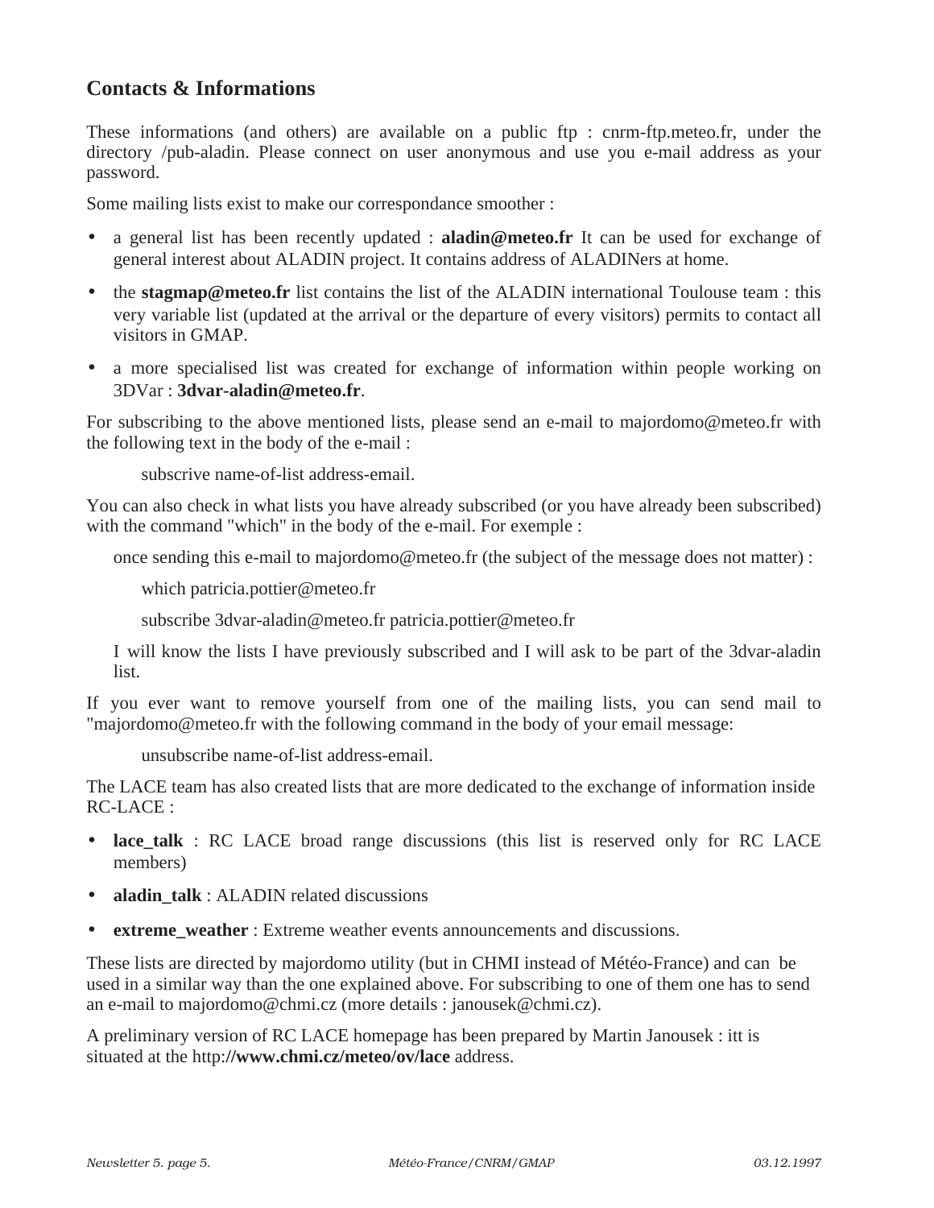## Contacts & Informations

These informations (and others) are available on a public ftp : cnrm-ftp.meteo.fr, under the directory /pub-aladin. Please connect on user anonymous and use you e-mail address as your password.

Some mailing lists exist to make our correspondance smoother :

- a general list has been recently updated : **aladin@meteo.fr** It can be used for exchange of general interest about ALADIN project. It contains address of ALADINers at home.
- the **stagmap@meteo.fr** list contains the list of the ALADIN international Toulouse team : this very variable list (updated at the arrival or the departure of every visitors) permits to contact all visitors in GMAP.
- a more specialised list was created for exchange of information within people working on 3DVar : **3dvar-aladin@meteo.fr**.

For subscribing to the above mentioned lists, please send an e-mail to majordomo@meteo.fr with the following text in the body of the e-mail :

subscrive name-of-list address-email.

You can also check in what lists you have already subscribed (or you have already been subscribed) with the command "which" in the body of the e-mail. For exemple :

once sending this e-mail to majordomo@meteo.fr (the subject of the message does not matter) :

which patricia.pottier@meteo.fr

subscribe 3dvar-aladin@meteo.fr patricia.pottier@meteo.fr

I will know the lists I have previously subscribed and I will ask to be part of the 3dvar-aladin list.

If you ever want to remove yourself from one of the mailing lists, you can send mail to "majordomo@meteo.fr with the following command in the body of your email message:

unsubscribe name-of-list address-email.

The LACE team has also created lists that are more dedicated to the exchange of information inside RC-LACE :

- **lace_talk** : RC LACE broad range discussions (this list is reserved only for RC LACE members)
- **aladin_talk** : ALADIN related discussions
- **extreme_weather** : Extreme weather events announcements and discussions.

These lists are directed by majordomo utility (but in CHMI instead of Météo-France) and can be used in a similar way than the one explained above. For subscribing to one of them one has to send an e-mail to majordomo@chmi.cz (more details : janousek@chmi.cz).

A preliminary version of RC LACE homepage has been prepared by Martin Janousek : itt is situated at the http:**//www.chmi.cz/meteo/ov/lace** address.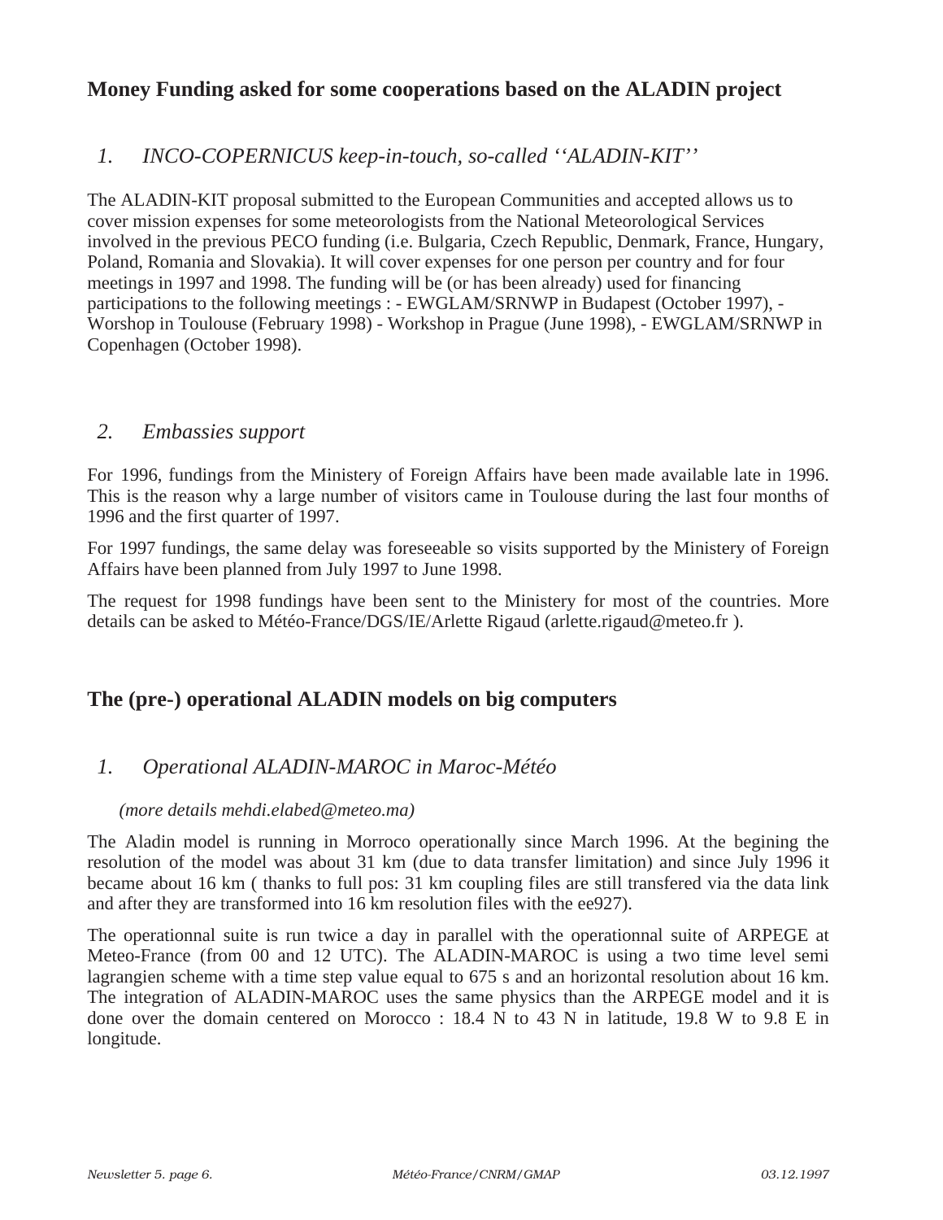## Money Funding asked for some cooperations based on the ALADIN project

### *1. INCO-COPERNICUS keep-in-touch, so-called ''ALADIN-KIT''*

The ALADIN-KIT proposal submitted to the European Communities and accepted allows us to cover mission expenses for some meteorologists from the National Meteorological Services involved in the previous PECO funding (i.e. Bulgaria, Czech Republic, Denmark, France, Hungary, Poland, Romania and Slovakia). It will cover expenses for one person per country and for four meetings in 1997 and 1998. The funding will be (or has been already) used for financing participations to the following meetings : - EWGLAM/SRNWP in Budapest (October 1997), - Worshop in Toulouse (February 1998) - Workshop in Prague (June 1998), - EWGLAM/SRNWP in Copenhagen (October 1998).

### *2. Embassies support*

For 1996, fundings from the Ministery of Foreign Affairs have been made available late in 1996. This is the reason why a large number of visitors came in Toulouse during the last four months of 1996 and the first quarter of 1997.

For 1997 fundings, the same delay was foreseeable so visits supported by the Ministery of Foreign Affairs have been planned from July 1997 to June 1998.

The request for 1998 fundings have been sent to the Ministery for most of the countries. More details can be asked to Météo-France/DGS/IE/Arlette Rigaud (arlette.rigaud@meteo.fr ).

## The (pre-) operational ALADIN models on big computers

### *1. Operational ALADIN-MAROC in Maroc-Météo*

*(more details mehdi.elabed@meteo.ma)*

The Aladin model is running in Morroco operationally since March 1996. At the begining the resolution of the model was about 31 km (due to data transfer limitation) and since July 1996 it became about 16 km ( thanks to full pos: 31 km coupling files are still transfered via the data link and after they are transformed into 16 km resolution files with the ee927).

The operationnal suite is run twice a day in parallel with the operationnal suite of ARPEGE at Meteo-France (from 00 and 12 UTC). The ALADIN-MAROC is using a two time level semi lagrangien scheme with a time step value equal to 675 s and an horizontal resolution about 16 km. The integration of ALADIN-MAROC uses the same physics than the ARPEGE model and it is done over the domain centered on Morocco : 18.4 N to 43 N in latitude, 19.8 W to 9.8 E in longitude.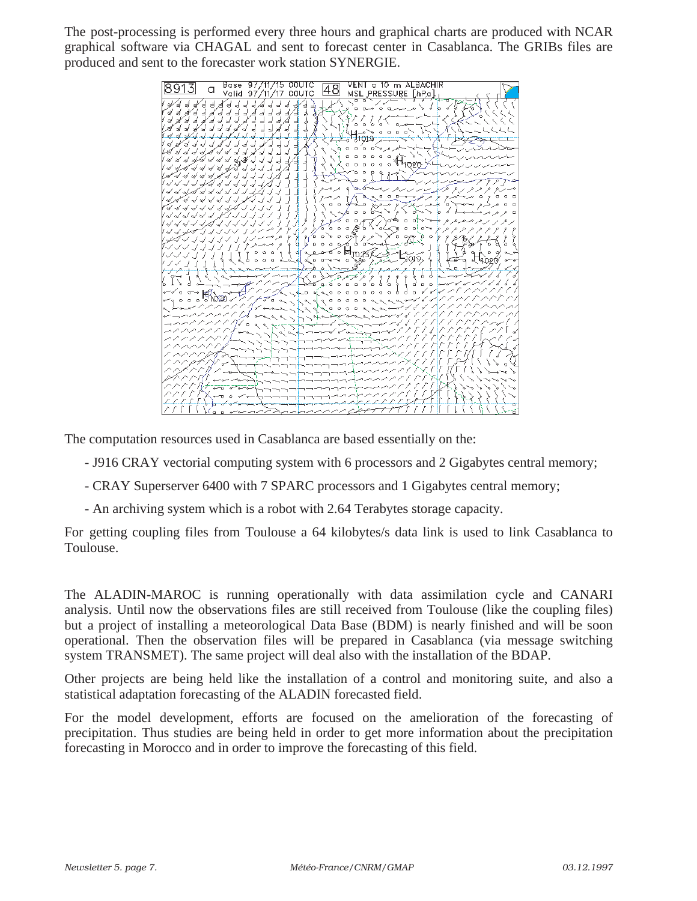The post-processing is performed every three hours and graphical charts are produced with NCAR graphical software via CHAGAL and sent to forecast center in Casablanca. The GRIBs files are produced and sent to the forecaster work station SYNERGIE.

The computation resources used in Casablanca are based essentially on the:

- J916 CRAY vectorial computing system with 6 processors and 2 Gigabytes central memory;
- CRAY Superserver 6400 with 7 SPARC processors and 1 Gigabytes central memory;
- An archiving system which is a robot with 2.64 Terabytes storage capacity.

For getting coupling files from Toulouse a 64 kilobytes/s data link is used to link Casablanca to Toulouse.

The ALADIN-MAROC is running operationally with data assimilation cycle and CANARI analysis. Until now the observations files are still received from Toulouse (like the coupling files) but a project of installing a meteorological Data Base (BDM) is nearly finished and will be soon operational. Then the observation files will be prepared in Casablanca (via message switching system TRANSMET). The same project will deal also with the installation of the BDAP.

Other projects are being held like the installation of a control and monitoring suite, and also a statistical adaptation forecasting of the ALADIN forecasted field.

For the model development, efforts are focused on the amelioration of the forecasting of precipitation. Thus studies are being held in order to get more information about the precipitation forecasting in Morocco and in order to improve the forecasting of this field.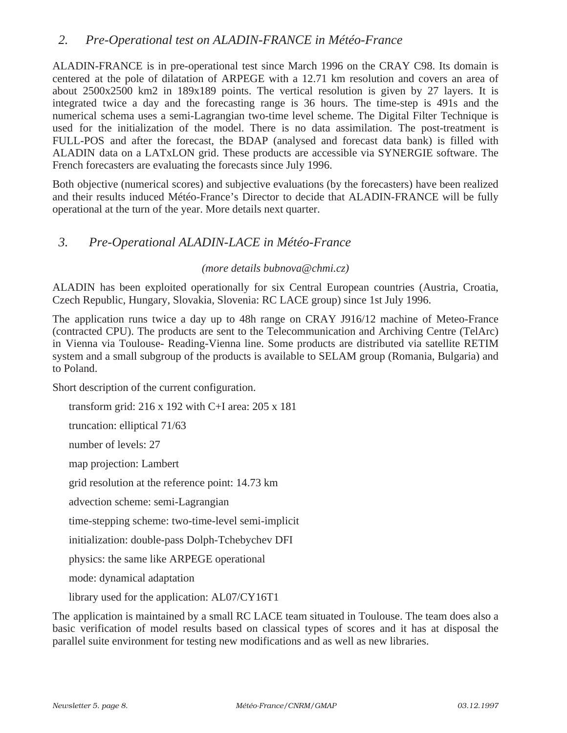## *2. Pre-Operational test on ALADIN-FRANCE in Météo-France*

ALADIN-FRANCE is in pre-operational test since March 1996 on the CRAY C98. Its domain is centered at the pole of dilatation of ARPEGE with a 12.71 km resolution and covers an area of about 2500x2500 km2 in 189x189 points. The vertical resolution is given by 27 layers. It is integrated twice a day and the forecasting range is 36 hours. The time-step is 491s and the numerical schema uses a semi-Lagrangian two-time level scheme. The Digital Filter Technique is used for the initialization of the model. There is no data assimilation. The post-treatment is FULL-POS and after the forecast, the BDAP (analysed and forecast data bank) is filled with ALADIN data on a LATxLON grid. These products are accessible via SYNERGIE software. The French forecasters are evaluating the forecasts since July 1996.

Both objective (numerical scores) and subjective evaluations (by the forecasters) have been realized and their results induced Météo-France's Director to decide that ALADIN-FRANCE will be fully operational at the turn of the year. More details next quarter.

## *3. Pre-Operational ALADIN-LACE in Météo-France*

*(more details bubnova@chmi.cz)*

ALADIN has been exploited operationally for six Central European countries (Austria, Croatia, Czech Republic, Hungary, Slovakia, Slovenia: RC LACE group) since 1st July 1996.

The application runs twice a day up to 48h range on CRAY J916/12 machine of Meteo-France (contracted CPU). The products are sent to the Telecommunication and Archiving Centre (TelArc) in Vienna via Toulouse- Reading-Vienna line. Some products are distributed via satellite RETIM system and a small subgroup of the products is available to SELAM group (Romania, Bulgaria) and to Poland.

Short description of the current configuration.

transform grid: 216 x 192 with C+I area: 205 x 181

truncation: elliptical 71/63

number of levels: 27

map projection: Lambert

grid resolution at the reference point: 14.73 km

advection scheme: semi-Lagrangian

time-stepping scheme: two-time-level semi-implicit

initialization: double-pass Dolph-Tchebychev DFI

physics: the same like ARPEGE operational

mode: dynamical adaptation

library used for the application: AL07/CY16T1

The application is maintained by a small RC LACE team situated in Toulouse. The team does also a basic verification of model results based on classical types of scores and it has at disposal the parallel suite environment for testing new modifications and as well as new libraries.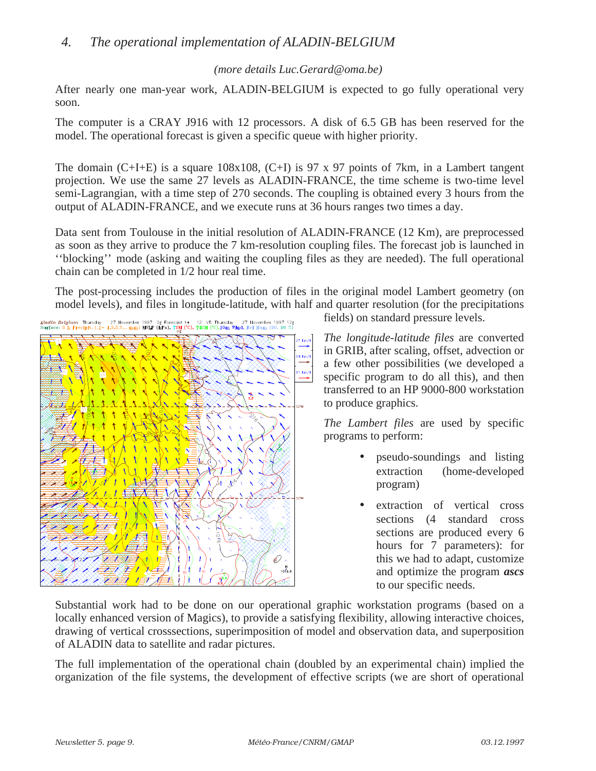## 4. *The operational implementation of ALADIN-BELGIUM*

*(more details Luc.Gerard@oma.be)*

After nearly one man-year work, ALADIN-BELGIUM is expected to go fully operational very soon.

The computer is a CRAY J916 with 12 processors. A disk of 6.5 GB has been reserved for the model. The operational forecast is given a specific queue with higher priority.

The domain (C+I+E) is a square 108x108, (C+I) is 97 x 97 points of 7km, in a Lambert tangent projection. We use the same 27 levels as ALADIN-FRANCE, the time scheme is two-time level semi-Lagrangian, with a time step of 270 seconds. The coupling is obtained every 3 hours from the output of ALADIN-FRANCE, and we execute runs at 36 hours ranges two times a day.

Data sent from Toulouse in the initial resolution of ALADIN-FRANCE (12 Km), are preprocessed as soon as they arrive to produce the 7 km-resolution coupling files. The forecast job is launched in ''blocking'' mode (asking and waiting the coupling files as they are needed). The full operational chain can be completed in 1/2 hour real time.

The post-processing includes the production of files in the original model Lambert geometry (on model levels), and files in longitude-latitude, with half and quarter resolution (for the precipitations fields) on standard pressure levels.

*The longitude-latitude files* are converted in GRIB, after scaling, offset, advection or a few other possibilities (we developed a specific program to do all this), and then transferred to an HP 9000-800 workstation to produce graphics.

*The Lambert files* are used by specific programs to perform:

- pseudo-soundings and listing extraction (home-developed program)
- extraction of vertical cross sections (4 standard cross sections are produced every 6 hours for 7 parameters): for this we had to adapt, customize and optimize the program ***ascs*** to our specific needs.

Substantial work had to be done on our operational graphic workstation programs (based on a locally enhanced version of Magics), to provide a satisfying flexibility, allowing interactive choices, drawing of vertical crosssections, superimposition of model and observation data, and superposition of ALADIN data to satellite and radar pictures.

The full implementation of the operational chain (doubled by an experimental chain) implied the organization of the file systems, the development of effective scripts (we are short of operational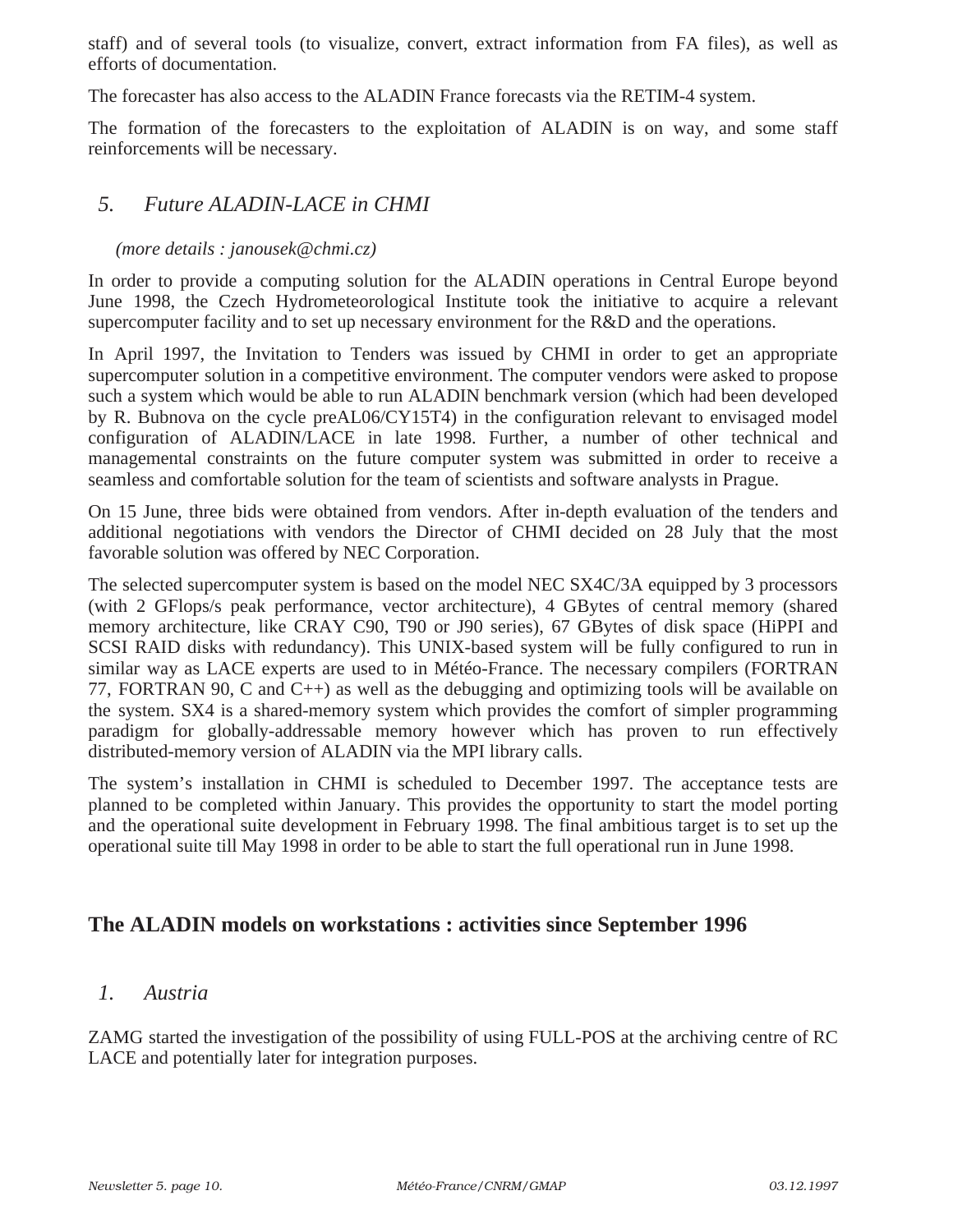staff) and of several tools (to visualize, convert, extract information from FA files), as well as efforts of documentation.

The forecaster has also access to the ALADIN France forecasts via the RETIM-4 system.

The formation of the forecasters to the exploitation of ALADIN is on way, and some staff reinforcements will be necessary.

### *5. Future ALADIN-LACE in CHMI*

*(more details : janousek@chmi.cz)*

In order to provide a computing solution for the ALADIN operations in Central Europe beyond June 1998, the Czech Hydrometeorological Institute took the initiative to acquire a relevant supercomputer facility and to set up necessary environment for the R&D and the operations.

In April 1997, the Invitation to Tenders was issued by CHMI in order to get an appropriate supercomputer solution in a competitive environment. The computer vendors were asked to propose such a system which would be able to run ALADIN benchmark version (which had been developed by R. Bubnova on the cycle preAL06/CY15T4) in the configuration relevant to envisaged model configuration of ALADIN/LACE in late 1998. Further, a number of other technical and managemental constraints on the future computer system was submitted in order to receive a seamless and comfortable solution for the team of scientists and software analysts in Prague.

On 15 June, three bids were obtained from vendors. After in-depth evaluation of the tenders and additional negotiations with vendors the Director of CHMI decided on 28 July that the most favorable solution was offered by NEC Corporation.

The selected supercomputer system is based on the model NEC SX4C/3A equipped by 3 processors (with 2 GFlops/s peak performance, vector architecture), 4 GBytes of central memory (shared memory architecture, like CRAY C90, T90 or J90 series), 67 GBytes of disk space (HiPPI and SCSI RAID disks with redundancy). This UNIX-based system will be fully configured to run in similar way as LACE experts are used to in Météo-France. The necessary compilers (FORTRAN 77, FORTRAN 90, C and C++) as well as the debugging and optimizing tools will be available on the system. SX4 is a shared-memory system which provides the comfort of simpler programming paradigm for globally-addressable memory however which has proven to run effectively distributed-memory version of ALADIN via the MPI library calls.

The system's installation in CHMI is scheduled to December 1997. The acceptance tests are planned to be completed within January. This provides the opportunity to start the model porting and the operational suite development in February 1998. The final ambitious target is to set up the operational suite till May 1998 in order to be able to start the full operational run in June 1998.

## The ALADIN models on workstations : activities since September 1996

### *1. Austria*

ZAMG started the investigation of the possibility of using FULL-POS at the archiving centre of RC LACE and potentially later for integration purposes.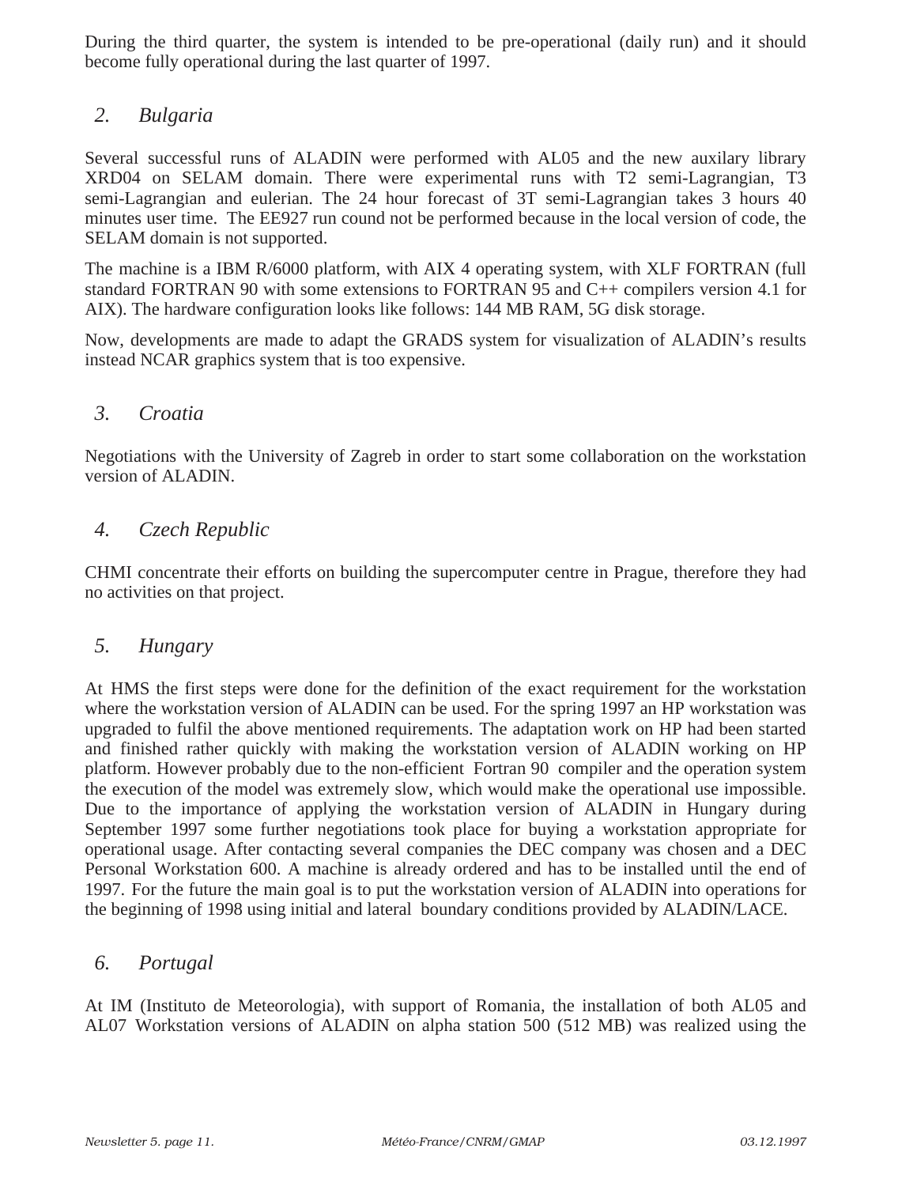During the third quarter, the system is intended to be pre-operational (daily run) and it should become fully operational during the last quarter of 1997.

## *2. Bulgaria*

Several successful runs of ALADIN were performed with AL05 and the new auxilary library XRD04 on SELAM domain. There were experimental runs with T2 semi-Lagrangian, T3 semi-Lagrangian and eulerian. The 24 hour forecast of 3T semi-Lagrangian takes 3 hours 40 minutes user time. The EE927 run cound not be performed because in the local version of code, the SELAM domain is not supported.

The machine is a IBM R/6000 platform, with AIX 4 operating system, with XLF FORTRAN (full standard FORTRAN 90 with some extensions to FORTRAN 95 and C++ compilers version 4.1 for AIX). The hardware configuration looks like follows: 144 MB RAM, 5G disk storage.

Now, developments are made to adapt the GRADS system for visualization of ALADIN's results instead NCAR graphics system that is too expensive.

## *3. Croatia*

Negotiations with the University of Zagreb in order to start some collaboration on the workstation version of ALADIN.

## *4. Czech Republic*

CHMI concentrate their efforts on building the supercomputer centre in Prague, therefore they had no activities on that project.

## *5. Hungary*

At HMS the first steps were done for the definition of the exact requirement for the workstation where the workstation version of ALADIN can be used. For the spring 1997 an HP workstation was upgraded to fulfil the above mentioned requirements. The adaptation work on HP had been started and finished rather quickly with making the workstation version of ALADIN working on HP platform. However probably due to the non-efficient Fortran 90 compiler and the operation system the execution of the model was extremely slow, which would make the operational use impossible. Due to the importance of applying the workstation version of ALADIN in Hungary during September 1997 some further negotiations took place for buying a workstation appropriate for operational usage. After contacting several companies the DEC company was chosen and a DEC Personal Workstation 600. A machine is already ordered and has to be installed until the end of 1997. For the future the main goal is to put the workstation version of ALADIN into operations for the beginning of 1998 using initial and lateral boundary conditions provided by ALADIN/LACE.

## *6. Portugal*

At IM (Instituto de Meteorologia), with support of Romania, the installation of both AL05 and AL07 Workstation versions of ALADIN on alpha station 500 (512 MB) was realized using the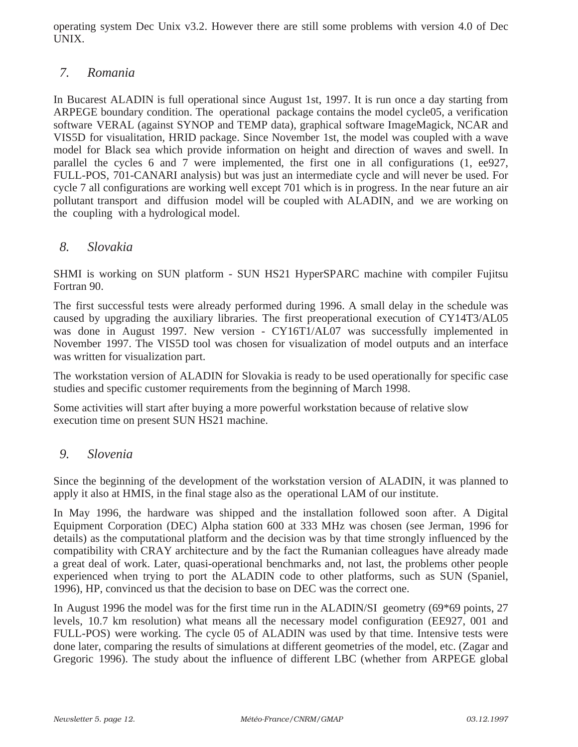operating system Dec Unix v3.2. However there are still some problems with version 4.0 of Dec UNIX.

## *7. Romania*

In Bucarest ALADIN is full operational since August 1st, 1997. It is run once a day starting from ARPEGE boundary condition. The operational package contains the model cycle05, a verification software VERAL (against SYNOP and TEMP data), graphical software ImageMagick, NCAR and VIS5D for visualitation, HRID package. Since November 1st, the model was coupled with a wave model for Black sea which provide information on height and direction of waves and swell. In parallel the cycles 6 and 7 were implemented, the first one in all configurations (1, ee927, FULL-POS, 701-CANARI analysis) but was just an intermediate cycle and will never be used. For cycle 7 all configurations are working well except 701 which is in progress. In the near future an air pollutant transport and diffusion model will be coupled with ALADIN, and we are working on the coupling with a hydrological model.

## *8. Slovakia*

SHMI is working on SUN platform - SUN HS21 HyperSPARC machine with compiler Fujitsu Fortran 90.

The first successful tests were already performed during 1996. A small delay in the schedule was caused by upgrading the auxiliary libraries. The first preoperational execution of CY14T3/AL05 was done in August 1997. New version - CY16T1/AL07 was successfully implemented in November 1997. The VIS5D tool was chosen for visualization of model outputs and an interface was written for visualization part.

The workstation version of ALADIN for Slovakia is ready to be used operationally for specific case studies and specific customer requirements from the beginning of March 1998.

Some activities will start after buying a more powerful workstation because of relative slow execution time on present SUN HS21 machine.

## *9. Slovenia*

Since the beginning of the development of the workstation version of ALADIN, it was planned to apply it also at HMIS, in the final stage also as the operational LAM of our institute.

In May 1996, the hardware was shipped and the installation followed soon after. A Digital Equipment Corporation (DEC) Alpha station 600 at 333 MHz was chosen (see Jerman, 1996 for details) as the computational platform and the decision was by that time strongly influenced by the compatibility with CRAY architecture and by the fact the Rumanian colleagues have already made a great deal of work. Later, quasi-operational benchmarks and, not last, the problems other people experienced when trying to port the ALADIN code to other platforms, such as SUN (Spaniel, 1996), HP, convinced us that the decision to base on DEC was the correct one.

In August 1996 the model was for the first time run in the ALADIN/SI geometry (69*69 points, 27 levels, 10.7 km resolution) what means all the necessary model configuration (EE927, 001 and FULL-POS) were working. The cycle 05 of ALADIN was used by that time. Intensive tests were done later, comparing the results of simulations at different geometries of the model, etc. (Zagar and Gregoric 1996). The study about the influence of different LBC (whether from ARPEGE global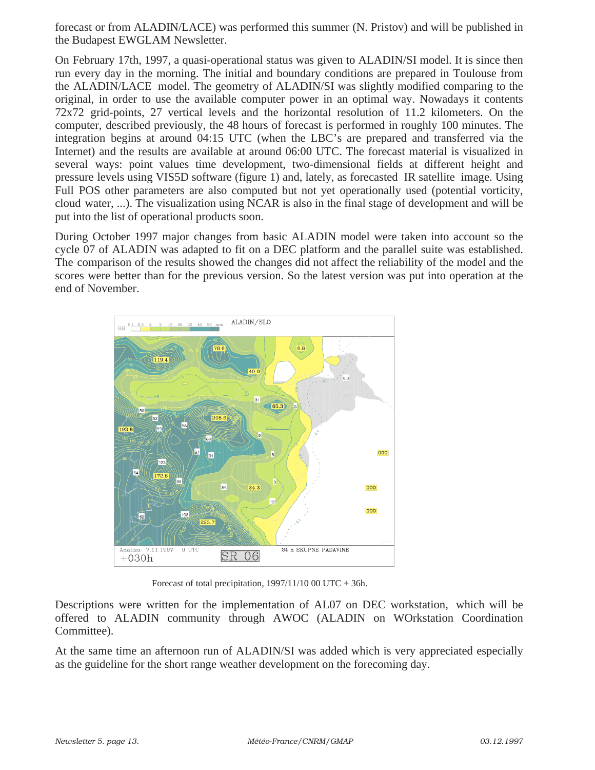forecast or from ALADIN/LACE) was performed this summer (N. Pristov) and will be published in the Budapest EWGLAM Newsletter.

On February 17th, 1997, a quasi-operational status was given to ALADIN/SI model. It is since then run every day in the morning. The initial and boundary conditions are prepared in Toulouse from the ALADIN/LACE model. The geometry of ALADIN/SI was slightly modified comparing to the original, in order to use the available computer power in an optimal way. Nowadays it contents 72x72 grid-points, 27 vertical levels and the horizontal resolution of 11.2 kilometers. On the computer, described previously, the 48 hours of forecast is performed in roughly 100 minutes. The integration begins at around 04:15 UTC (when the LBC's are prepared and transferred via the Internet) and the results are available at around 06:00 UTC. The forecast material is visualized in several ways: point values time development, two-dimensional fields at different height and pressure levels using VIS5D software (figure 1) and, lately, as forecasted IR satellite image. Using Full POS other parameters are also computed but not yet operationally used (potential vorticity, cloud water, ...). The visualization using NCAR is also in the final stage of development and will be put into the list of operational products soon.

During October 1997 major changes from basic ALADIN model were taken into account so the cycle 07 of ALADIN was adapted to fit on a DEC platform and the parallel suite was established. The comparison of the results showed the changes did not affect the reliability of the model and the scores were better than for the previous version. So the latest version was put into operation at the end of November.

Forecast of total precipitation, 1997/11/10 00 UTC + 36h.

Descriptions were written for the implementation of AL07 on DEC workstation, which will be offered to ALADIN community through AWOC (ALADIN on WOrkstation Coordination Committee).

At the same time an afternoon run of ALADIN/SI was added which is very appreciated especially as the guideline for the short range weather development on the forecoming day.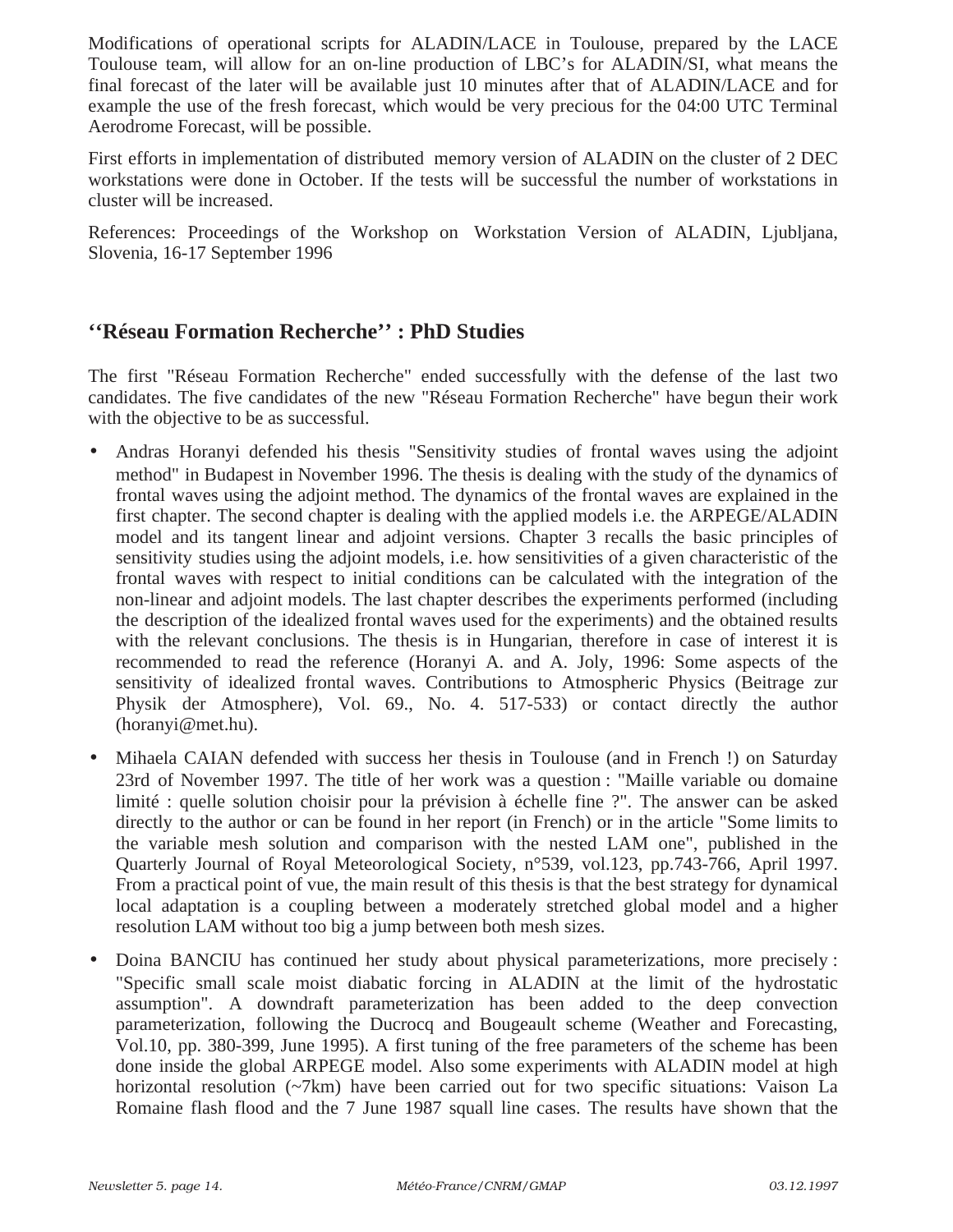Modifications of operational scripts for ALADIN/LACE in Toulouse, prepared by the LACE Toulouse team, will allow for an on-line production of LBC's for ALADIN/SI, what means the final forecast of the later will be available just 10 minutes after that of ALADIN/LACE and for example the use of the fresh forecast, which would be very precious for the 04:00 UTC Terminal Aerodrome Forecast, will be possible.

First efforts in implementation of distributed memory version of ALADIN on the cluster of 2 DEC workstations were done in October. If the tests will be successful the number of workstations in cluster will be increased.

References: Proceedings of the Workshop on Workstation Version of ALADIN, Ljubljana, Slovenia, 16-17 September 1996

## ''Réseau Formation Recherche'' : PhD Studies

The first "Réseau Formation Recherche" ended successfully with the defense of the last two candidates. The five candidates of the new "Réseau Formation Recherche" have begun their work with the objective to be as successful.

- Andras Horanyi defended his thesis "Sensitivity studies of frontal waves using the adjoint method" in Budapest in November 1996. The thesis is dealing with the study of the dynamics of frontal waves using the adjoint method. The dynamics of the frontal waves are explained in the first chapter. The second chapter is dealing with the applied models i.e. the ARPEGE/ALADIN model and its tangent linear and adjoint versions. Chapter 3 recalls the basic principles of sensitivity studies using the adjoint models, i.e. how sensitivities of a given characteristic of the frontal waves with respect to initial conditions can be calculated with the integration of the non-linear and adjoint models. The last chapter describes the experiments performed (including the description of the idealized frontal waves used for the experiments) and the obtained results with the relevant conclusions. The thesis is in Hungarian, therefore in case of interest it is recommended to read the reference (Horanyi A. and A. Joly, 1996: Some aspects of the sensitivity of idealized frontal waves. Contributions to Atmospheric Physics (Beitrage zur Physik der Atmosphere), Vol. 69., No. 4. 517-533) or contact directly the author (horanyi@met.hu).

- Mihaela CAIAN defended with success her thesis in Toulouse (and in French !) on Saturday 23rd of November 1997. The title of her work was a question : "Maille variable ou domaine limité : quelle solution choisir pour la prévision à échelle fine ?". The answer can be asked directly to the author or can be found in her report (in French) or in the article "Some limits to the variable mesh solution and comparison with the nested LAM one", published in the Quarterly Journal of Royal Meteorological Society, n°539, vol.123, pp.743-766, April 1997. From a practical point of vue, the main result of this thesis is that the best strategy for dynamical local adaptation is a coupling between a moderately stretched global model and a higher resolution LAM without too big a jump between both mesh sizes.

- Doina BANCIU has continued her study about physical parameterizations, more precisely : "Specific small scale moist diabatic forcing in ALADIN at the limit of the hydrostatic assumption". A downdraft parameterization has been added to the deep convection parameterization, following the Ducrocq and Bougeault scheme (Weather and Forecasting, Vol.10, pp. 380-399, June 1995). A first tuning of the free parameters of the scheme has been done inside the global ARPEGE model. Also some experiments with ALADIN model at high horizontal resolution (~7km) have been carried out for two specific situations: Vaison La Romaine flash flood and the 7 June 1987 squall line cases. The results have shown that the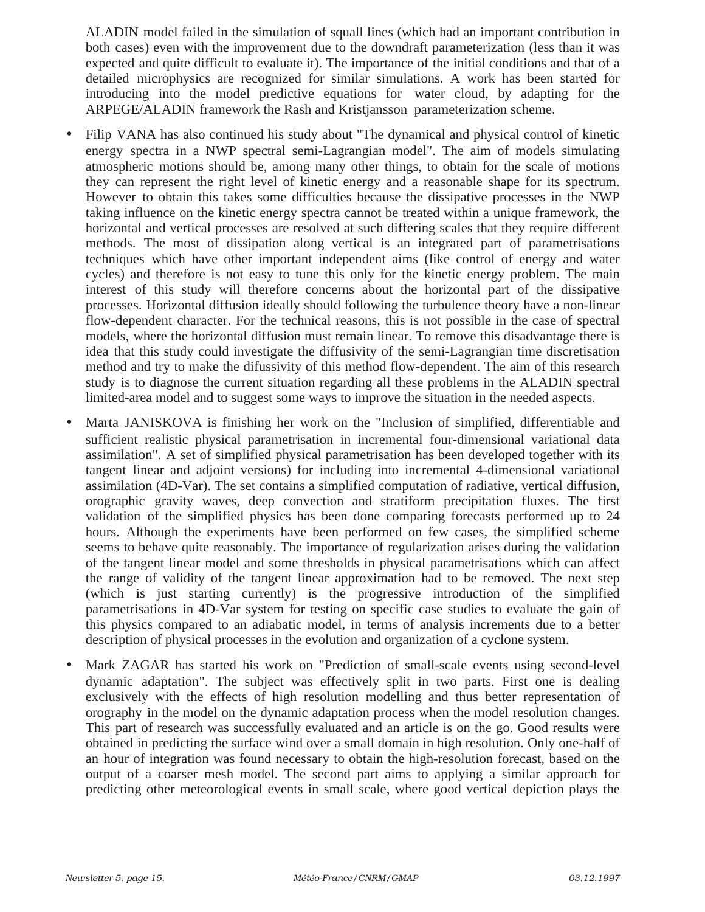ALADIN model failed in the simulation of squall lines (which had an important contribution in both cases) even with the improvement due to the downdraft parameterization (less than it was expected and quite difficult to evaluate it). The importance of the initial conditions and that of a detailed microphysics are recognized for similar simulations. A work has been started for introducing into the model predictive equations for water cloud, by adapting for the ARPEGE/ALADIN framework the Rash and Kristjansson parameterization scheme.

- Filip VANA has also continued his study about "The dynamical and physical control of kinetic energy spectra in a NWP spectral semi-Lagrangian model". The aim of models simulating atmospheric motions should be, among many other things, to obtain for the scale of motions they can represent the right level of kinetic energy and a reasonable shape for its spectrum. However to obtain this takes some difficulties because the dissipative processes in the NWP taking influence on the kinetic energy spectra cannot be treated within a unique framework, the horizontal and vertical processes are resolved at such differing scales that they require different methods. The most of dissipation along vertical is an integrated part of parametrisations techniques which have other important independent aims (like control of energy and water cycles) and therefore is not easy to tune this only for the kinetic energy problem. The main interest of this study will therefore concerns about the horizontal part of the dissipative processes. Horizontal diffusion ideally should following the turbulence theory have a non-linear flow-dependent character. For the technical reasons, this is not possible in the case of spectral models, where the horizontal diffusion must remain linear. To remove this disadvantage there is idea that this study could investigate the diffusivity of the semi-Lagrangian time discretisation method and try to make the difussivity of this method flow-dependent. The aim of this research study is to diagnose the current situation regarding all these problems in the ALADIN spectral limited-area model and to suggest some ways to improve the situation in the needed aspects.

- Marta JANISKOVA is finishing her work on the "Inclusion of simplified, differentiable and sufficient realistic physical parametrisation in incremental four-dimensional variational data assimilation". A set of simplified physical parametrisation has been developed together with its tangent linear and adjoint versions) for including into incremental 4-dimensional variational assimilation (4D-Var). The set contains a simplified computation of radiative, vertical diffusion, orographic gravity waves, deep convection and stratiform precipitation fluxes. The first validation of the simplified physics has been done comparing forecasts performed up to 24 hours. Although the experiments have been performed on few cases, the simplified scheme seems to behave quite reasonably. The importance of regularization arises during the validation of the tangent linear model and some thresholds in physical parametrisations which can affect the range of validity of the tangent linear approximation had to be removed. The next step (which is just starting currently) is the progressive introduction of the simplified parametrisations in 4D-Var system for testing on specific case studies to evaluate the gain of this physics compared to an adiabatic model, in terms of analysis increments due to a better description of physical processes in the evolution and organization of a cyclone system.

- Mark ZAGAR has started his work on "Prediction of small-scale events using second-level dynamic adaptation". The subject was effectively split in two parts. First one is dealing exclusively with the effects of high resolution modelling and thus better representation of orography in the model on the dynamic adaptation process when the model resolution changes. This part of research was successfully evaluated and an article is on the go. Good results were obtained in predicting the surface wind over a small domain in high resolution. Only one-half of an hour of integration was found necessary to obtain the high-resolution forecast, based on the output of a coarser mesh model. The second part aims to applying a similar approach for predicting other meteorological events in small scale, where good vertical depiction plays the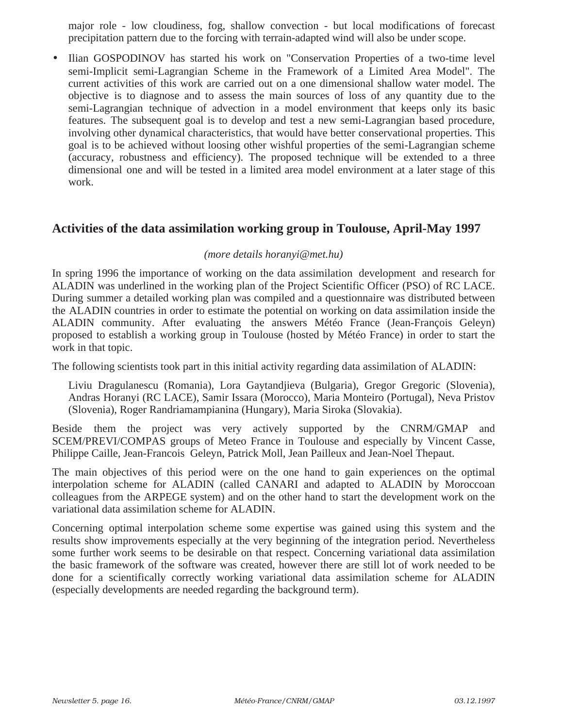major role - low cloudiness, fog, shallow convection - but local modifications of forecast precipitation pattern due to the forcing with terrain-adapted wind will also be under scope.

- Ilian GOSPODINOV has started his work on "Conservation Properties of a two-time level semi-Implicit semi-Lagrangian Scheme in the Framework of a Limited Area Model". The current activities of this work are carried out on a one dimensional shallow water model. The objective is to diagnose and to assess the main sources of loss of any quantity due to the semi-Lagrangian technique of advection in a model environment that keeps only its basic features. The subsequent goal is to develop and test a new semi-Lagrangian based procedure, involving other dynamical characteristics, that would have better conservational properties. This goal is to be achieved without loosing other wishful properties of the semi-Lagrangian scheme (accuracy, robustness and efficiency). The proposed technique will be extended to a three dimensional one and will be tested in a limited area model environment at a later stage of this work.

## Activities of the data assimilation working group in Toulouse, April-May 1997

*(more details horanyi@met.hu)*

In spring 1996 the importance of working on the data assimilation development and research for ALADIN was underlined in the working plan of the Project Scientific Officer (PSO) of RC LACE. During summer a detailed working plan was compiled and a questionnaire was distributed between the ALADIN countries in order to estimate the potential on working on data assimilation inside the ALADIN community. After evaluating the answers Météo France (Jean-François Geleyn) proposed to establish a working group in Toulouse (hosted by Météo France) in order to start the work in that topic.

The following scientists took part in this initial activity regarding data assimilation of ALADIN:

Liviu Dragulanescu (Romania), Lora Gaytandjieva (Bulgaria), Gregor Gregoric (Slovenia), Andras Horanyi (RC LACE), Samir Issara (Morocco), Maria Monteiro (Portugal), Neva Pristov (Slovenia), Roger Randriamampianina (Hungary), Maria Siroka (Slovakia).

Beside them the project was very actively supported by the CNRM/GMAP and SCEM/PREVI/COMPAS groups of Meteo France in Toulouse and especially by Vincent Casse, Philippe Caille, Jean-Francois Geleyn, Patrick Moll, Jean Pailleux and Jean-Noel Thepaut.

The main objectives of this period were on the one hand to gain experiences on the optimal interpolation scheme for ALADIN (called CANARI and adapted to ALADIN by Moroccoan colleagues from the ARPEGE system) and on the other hand to start the development work on the variational data assimilation scheme for ALADIN.

Concerning optimal interpolation scheme some expertise was gained using this system and the results show improvements especially at the very beginning of the integration period. Nevertheless some further work seems to be desirable on that respect. Concerning variational data assimilation the basic framework of the software was created, however there are still lot of work needed to be done for a scientifically correctly working variational data assimilation scheme for ALADIN (especially developments are needed regarding the background term).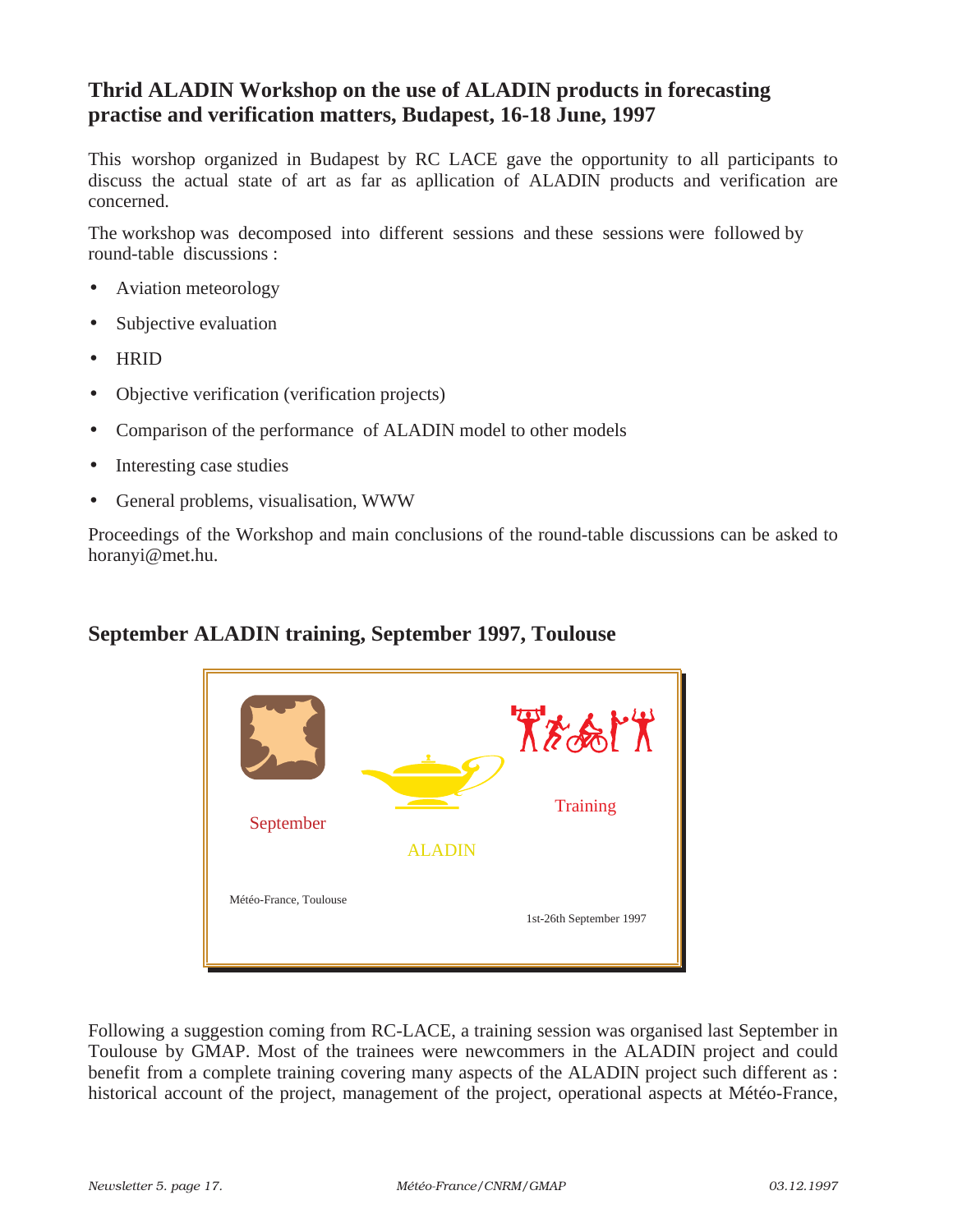## Thrid ALADIN Workshop on the use of ALADIN products in forecasting practise and verification matters, Budapest, 16-18 June, 1997

This worshop organized in Budapest by RC LACE gave the opportunity to all participants to discuss the actual state of art as far as apllication of ALADIN products and verification are concerned.

The workshop was decomposed into different sessions and these sessions were followed by round-table discussions :

- Aviation meteorology
- Subjective evaluation
- HRID
- Objective verification (verification projects)
- Comparison of the performance of ALADIN model to other models
- Interesting case studies
- General problems, visualisation, WWW

Proceedings of the Workshop and main conclusions of the round-table discussions can be asked to horanyi@met.hu.

## September ALADIN training, September 1997, Toulouse

September

ALADIN

Training

Météo-France, Toulouse

1st-26th September 1997

Following a suggestion coming from RC-LACE, a training session was organised last September in Toulouse by GMAP. Most of the trainees were newcommers in the ALADIN project and could benefit from a complete training covering many aspects of the ALADIN project such different as : historical account of the project, management of the project, operational aspects at Météo-France,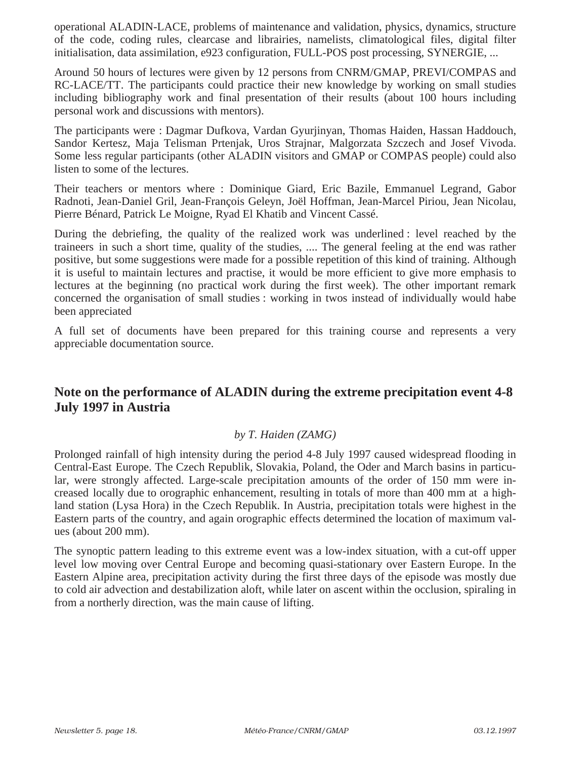operational ALADIN-LACE, problems of maintenance and validation, physics, dynamics, structure of the code, coding rules, clearcase and librairies, namelists, climatological files, digital filter initialisation, data assimilation, e923 configuration, FULL-POS post processing, SYNERGIE, ...

Around 50 hours of lectures were given by 12 persons from CNRM/GMAP, PREVI/COMPAS and RC-LACE/TT. The participants could practice their new knowledge by working on small studies including bibliography work and final presentation of their results (about 100 hours including personal work and discussions with mentors).

The participants were : Dagmar Dufkova, Vardan Gyurjinyan, Thomas Haiden, Hassan Haddouch, Sandor Kertesz, Maja Telisman Prtenjak, Uros Strajnar, Malgorzata Szczech and Josef Vivoda. Some less regular participants (other ALADIN visitors and GMAP or COMPAS people) could also listen to some of the lectures.

Their teachers or mentors where : Dominique Giard, Eric Bazile, Emmanuel Legrand, Gabor Radnoti, Jean-Daniel Gril, Jean-François Geleyn, Joël Hoffman, Jean-Marcel Piriou, Jean Nicolau, Pierre Bénard, Patrick Le Moigne, Ryad El Khatib and Vincent Cassé.

During the debriefing, the quality of the realized work was underlined : level reached by the traineers in such a short time, quality of the studies, .... The general feeling at the end was rather positive, but some suggestions were made for a possible repetition of this kind of training. Although it is useful to maintain lectures and practise, it would be more efficient to give more emphasis to lectures at the beginning (no practical work during the first week). The other important remark concerned the organisation of small studies : working in twos instead of individually would habe been appreciated

A full set of documents have been prepared for this training course and represents a very appreciable documentation source.

## Note on the performance of ALADIN during the extreme precipitation event 4-8 July 1997 in Austria

*by T. Haiden (ZAMG)*

Prolonged rainfall of high intensity during the period 4-8 July 1997 caused widespread flooding in Central-East Europe. The Czech Republik, Slovakia, Poland, the Oder and March basins in particular, were strongly affected. Large-scale precipitation amounts of the order of 150 mm were increased locally due to orographic enhancement, resulting in totals of more than 400 mm at a highland station (Lysa Hora) in the Czech Republik. In Austria, precipitation totals were highest in the Eastern parts of the country, and again orographic effects determined the location of maximum values (about 200 mm).

The synoptic pattern leading to this extreme event was a low-index situation, with a cut-off upper level low moving over Central Europe and becoming quasi-stationary over Eastern Europe. In the Eastern Alpine area, precipitation activity during the first three days of the episode was mostly due to cold air advection and destabilization aloft, while later on ascent within the occlusion, spiraling in from a northerly direction, was the main cause of lifting.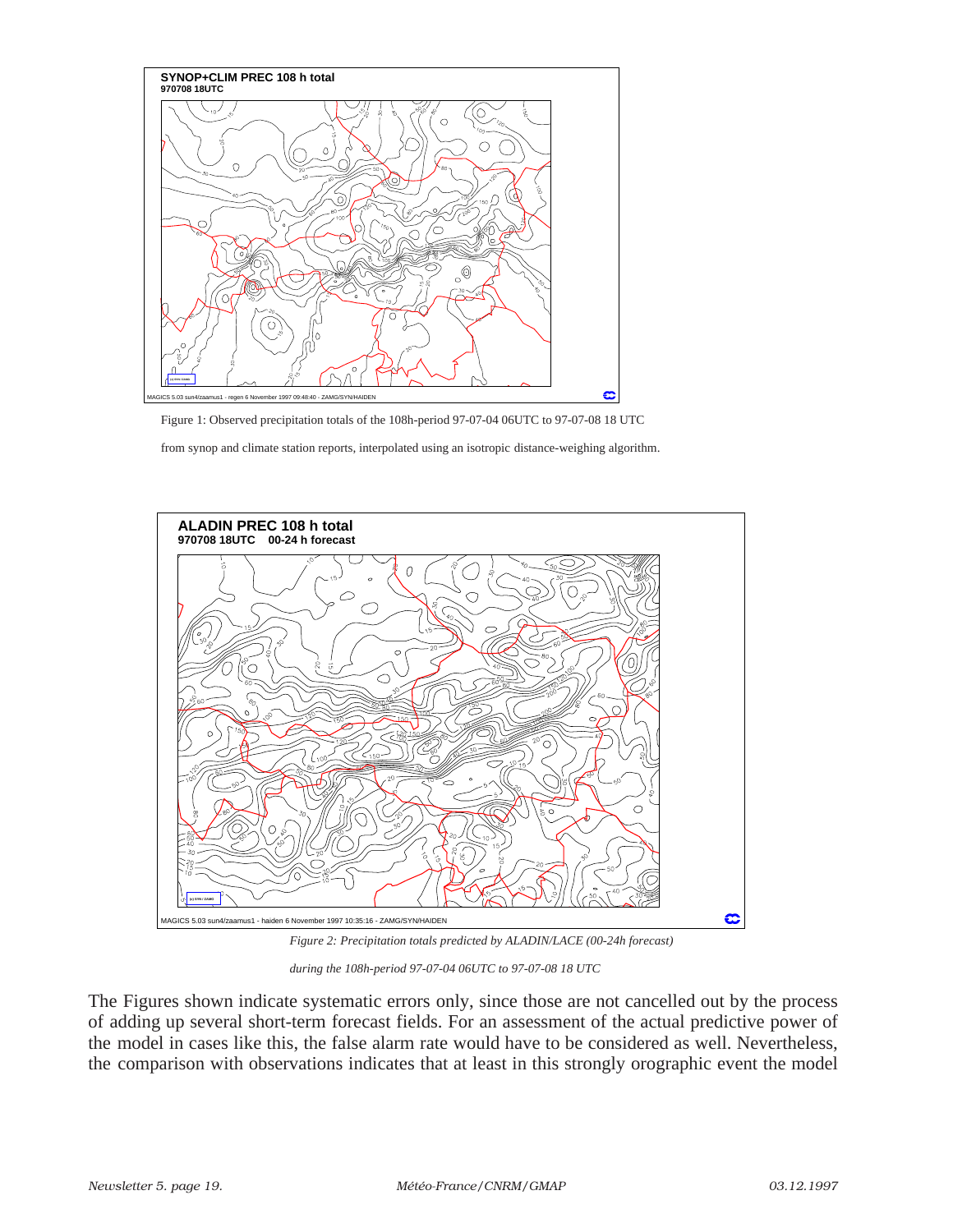Figure 1: Observed precipitation totals of the 108h-period 97-07-04 06UTC to 97-07-08 18 UTC

from synop and climate station reports, interpolated using an isotropic distance-weighing algorithm.

*Figure 2: Precipitation totals predicted by ALADIN/LACE (00-24h forecast)*

*during the 108h-period 97-07-04 06UTC to 97-07-08 18 UTC*

The Figures shown indicate systematic errors only, since those are not cancelled out by the process of adding up several short-term forecast fields. For an assessment of the actual predictive power of the model in cases like this, the false alarm rate would have to be considered as well. Nevertheless, the comparison with observations indicates that at least in this strongly orographic event the model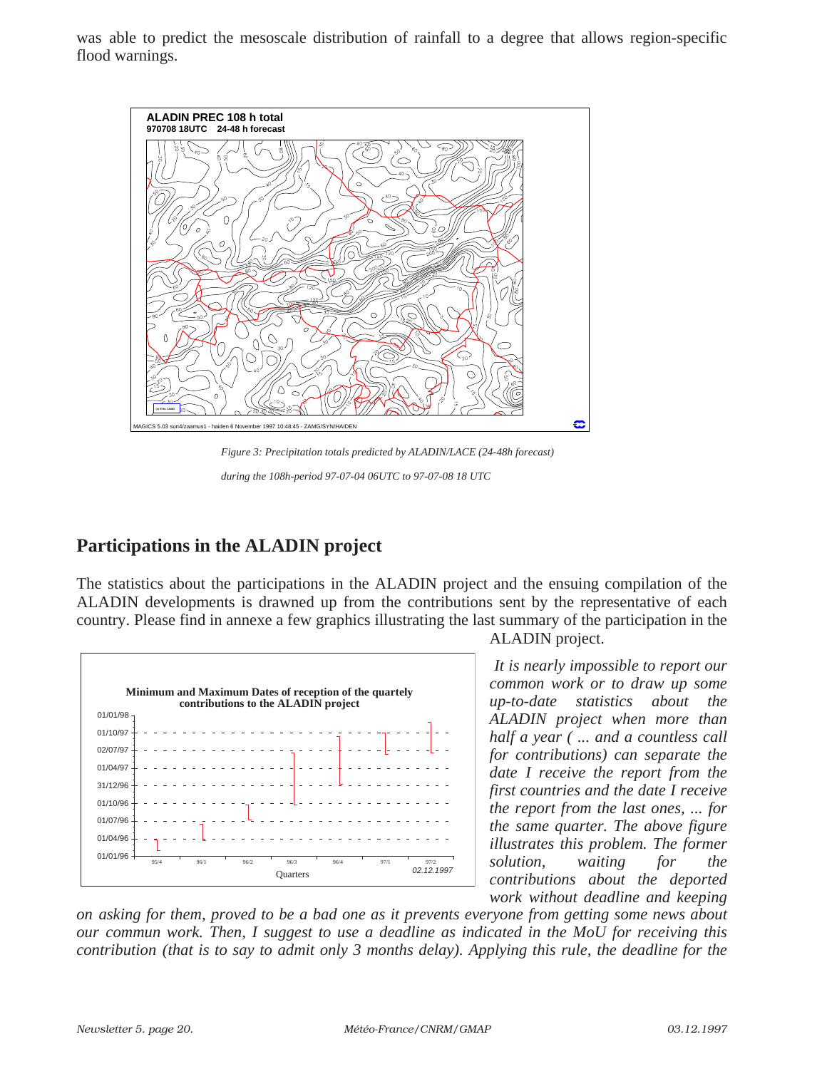was able to predict the mesoscale distribution of rainfall to a degree that allows region-specific flood warnings.

*Figure 3: Precipitation totals predicted by ALADIN/LACE (24-48h forecast) during the 108h-period 97-07-04 06UTC to 97-07-08 18 UTC*

## Participations in the ALADIN project

The statistics about the participations in the ALADIN project and the ensuing compilation of the ALADIN developments is drawned up from the contributions sent by the representative of each country. Please find in annexe a few graphics illustrating the last summary of the participation in the ALADIN project.

*It is nearly impossible to report our common work or to draw up some up-to-date statistics about the ALADIN project when more than half a year ( ... and a countless call for contributions) can separate the date I receive the report from the first countries and the date I receive the report from the last ones, ... for the same quarter. The above figure illustrates this problem. The former solution, waiting for the contributions about the deported work without deadline and keeping on asking for them, proved to be a bad one as it prevents everyone from getting some news about our commun work. Then, I suggest to use a deadline as indicated in the MoU for receiving this contribution (that is to say to admit only 3 months delay). Applying this rule, the deadline for the*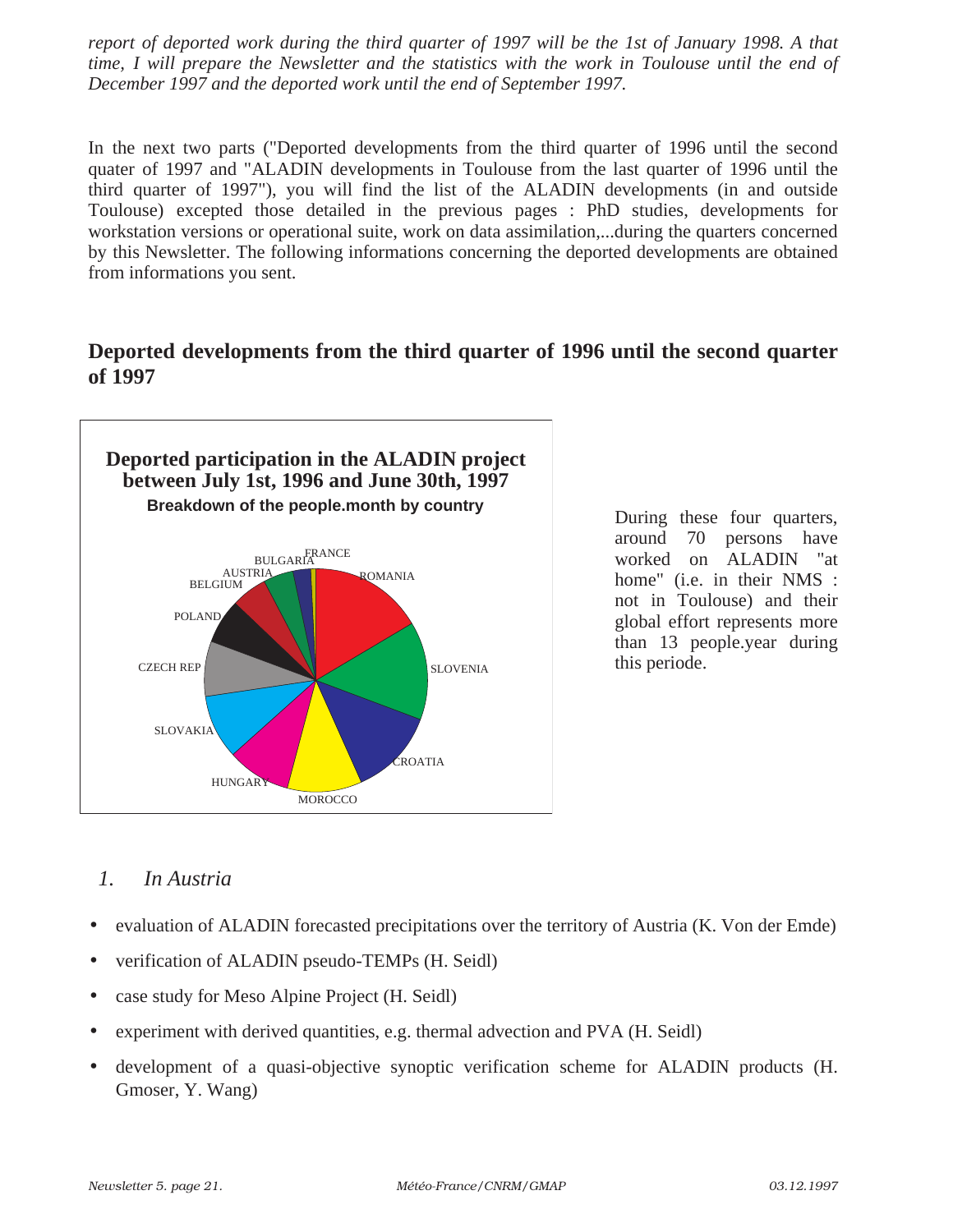*report of deported work during the third quarter of 1997 will be the 1st of January 1998. A that time, I will prepare the Newsletter and the statistics with the work in Toulouse until the end of December 1997 and the deported work until the end of September 1997.*

In the next two parts ("Deported developments from the third quarter of 1996 until the second quater of 1997 and "ALADIN developments in Toulouse from the last quarter of 1996 until the third quarter of 1997"), you will find the list of the ALADIN developments (in and outside Toulouse) excepted those detailed in the previous pages : PhD studies, developments for workstation versions or operational suite, work on data assimilation,...during the quarters concerned by this Newsletter. The following informations concerning the deported developments are obtained from informations you sent.

## Deported developments from the third quarter of 1996 until the second quarter of 1997

**Deported participation in the ALADIN project between July 1st, 1996 and June 30th, 1997**

**Breakdown of the people.month by country**

FRANCE, BULGARIA, AUSTRIA, BELGIUM, POLAND, CZECH REP, SLOVAKIA, HUNGARY, MOROCCO, CROATIA, SLOVENIA, ROMANIA

During these four quarters, around 70 persons have worked on ALADIN "at home" (i.e. in their NMS : not in Toulouse) and their global effort represents more than 13 people.year during this periode.

### *1. In Austria*

- evaluation of ALADIN forecasted precipitations over the territory of Austria (K. Von der Emde)
- verification of ALADIN pseudo-TEMPs (H. Seidl)
- case study for Meso Alpine Project (H. Seidl)
- experiment with derived quantities, e.g. thermal advection and PVA (H. Seidl)
- development of a quasi-objective synoptic verification scheme for ALADIN products (H. Gmoser, Y. Wang)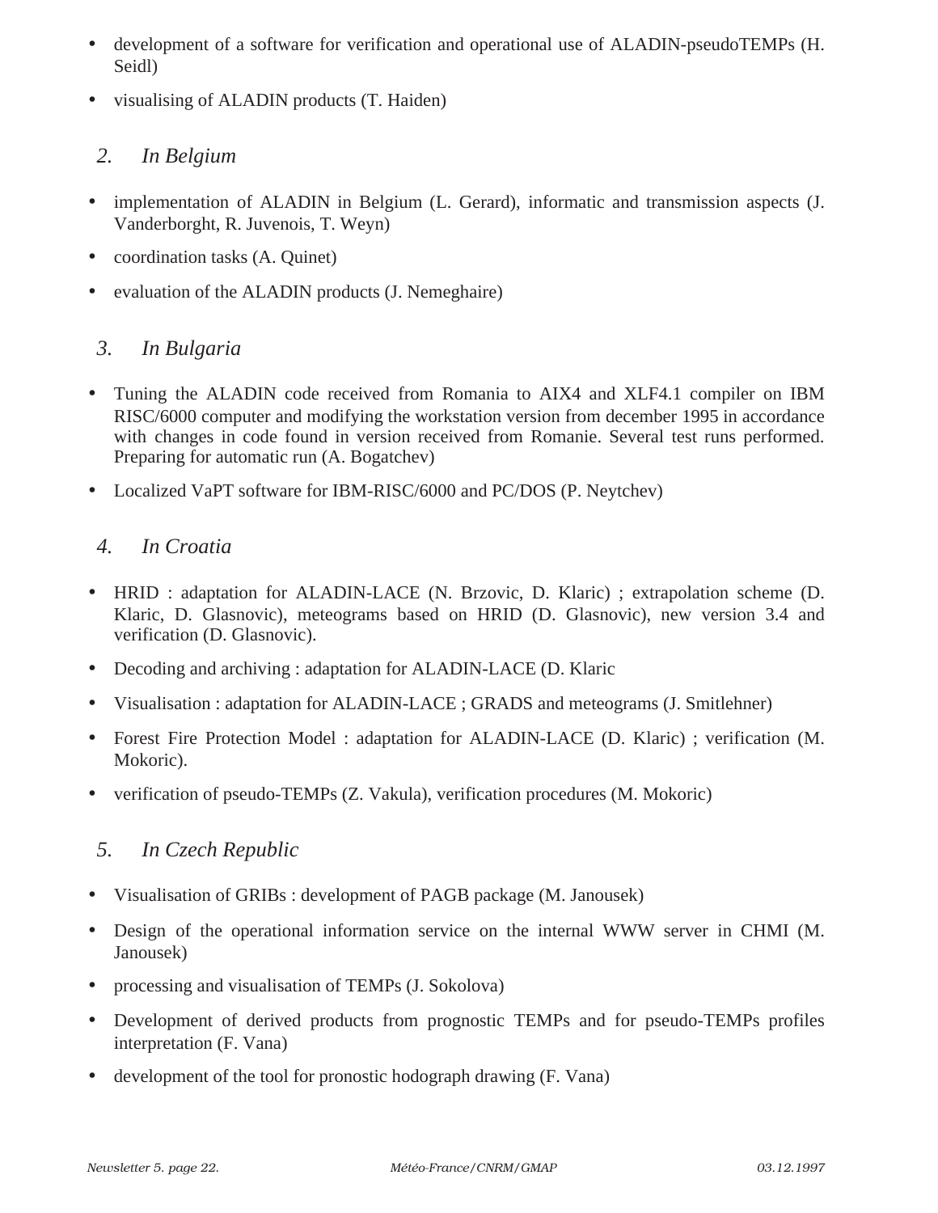- development of a software for verification and operational use of ALADIN-pseudoTEMPs (H. Seidl)
- visualising of ALADIN products (T. Haiden)

## *2. In Belgium*

- implementation of ALADIN in Belgium (L. Gerard), informatic and transmission aspects (J. Vanderborght, R. Juvenois, T. Weyn)
- coordination tasks (A. Quinet)
- evaluation of the ALADIN products (J. Nemeghaire)

## *3. In Bulgaria*

- Tuning the ALADIN code received from Romania to AIX4 and XLF4.1 compiler on IBM RISC/6000 computer and modifying the workstation version from december 1995 in accordance with changes in code found in version received from Romanie. Several test runs performed. Preparing for automatic run (A. Bogatchev)
- Localized VaPT software for IBM-RISC/6000 and PC/DOS (P. Neytchev)

## *4. In Croatia*

- HRID : adaptation for ALADIN-LACE (N. Brzovic, D. Klaric) ; extrapolation scheme (D. Klaric, D. Glasnovic), meteograms based on HRID (D. Glasnovic), new version 3.4 and verification (D. Glasnovic).
- Decoding and archiving : adaptation for ALADIN-LACE (D. Klaric
- Visualisation : adaptation for ALADIN-LACE ; GRADS and meteograms (J. Smitlehner)
- Forest Fire Protection Model : adaptation for ALADIN-LACE (D. Klaric) ; verification (M. Mokoric).
- verification of pseudo-TEMPs (Z. Vakula), verification procedures (M. Mokoric)

## *5. In Czech Republic*

- Visualisation of GRIBs : development of PAGB package (M. Janousek)
- Design of the operational information service on the internal WWW server in CHMI (M. Janousek)
- processing and visualisation of TEMPs (J. Sokolova)
- Development of derived products from prognostic TEMPs and for pseudo-TEMPs profiles interpretation (F. Vana)
- development of the tool for pronostic hodograph drawing (F. Vana)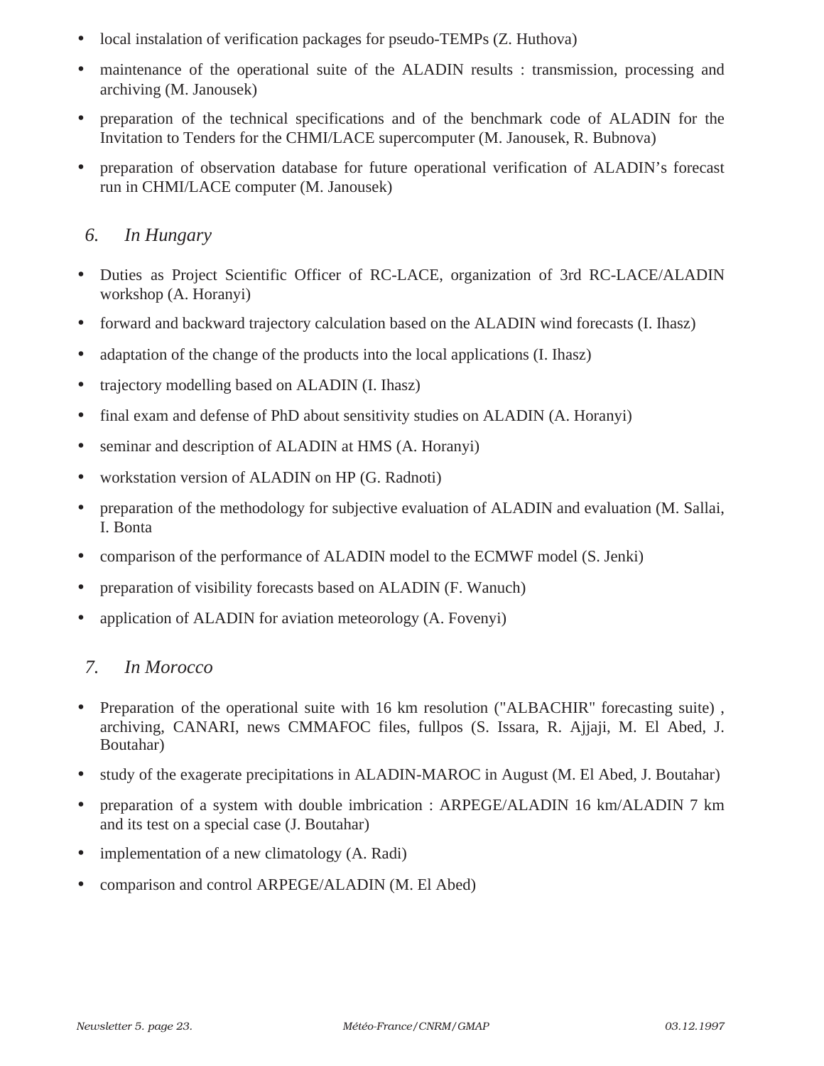- local instalation of verification packages for pseudo-TEMPs (Z. Huthova)
- maintenance of the operational suite of the ALADIN results : transmission, processing and archiving (M. Janousek)
- preparation of the technical specifications and of the benchmark code of ALADIN for the Invitation to Tenders for the CHMI/LACE supercomputer (M. Janousek, R. Bubnova)
- preparation of observation database for future operational verification of ALADIN's forecast run in CHMI/LACE computer (M. Janousek)

### *6. In Hungary*

- Duties as Project Scientific Officer of RC-LACE, organization of 3rd RC-LACE/ALADIN workshop (A. Horanyi)
- forward and backward trajectory calculation based on the ALADIN wind forecasts (I. Ihasz)
- adaptation of the change of the products into the local applications (I. Ihasz)
- trajectory modelling based on ALADIN (I. Ihasz)
- final exam and defense of PhD about sensitivity studies on ALADIN (A. Horanyi)
- seminar and description of ALADIN at HMS (A. Horanyi)
- workstation version of ALADIN on HP (G. Radnoti)
- preparation of the methodology for subjective evaluation of ALADIN and evaluation (M. Sallai, I. Bonta
- comparison of the performance of ALADIN model to the ECMWF model (S. Jenki)
- preparation of visibility forecasts based on ALADIN (F. Wanuch)
- application of ALADIN for aviation meteorology (A. Fovenyi)

### *7. In Morocco*

- Preparation of the operational suite with 16 km resolution ("ALBACHIR" forecasting suite) , archiving, CANARI, news CMMAFOC files, fullpos (S. Issara, R. Ajjaji, M. El Abed, J. Boutahar)
- study of the exagerate precipitations in ALADIN-MAROC in August (M. El Abed, J. Boutahar)
- preparation of a system with double imbrication : ARPEGE/ALADIN 16 km/ALADIN 7 km and its test on a special case (J. Boutahar)
- implementation of a new climatology (A. Radi)
- comparison and control ARPEGE/ALADIN (M. El Abed)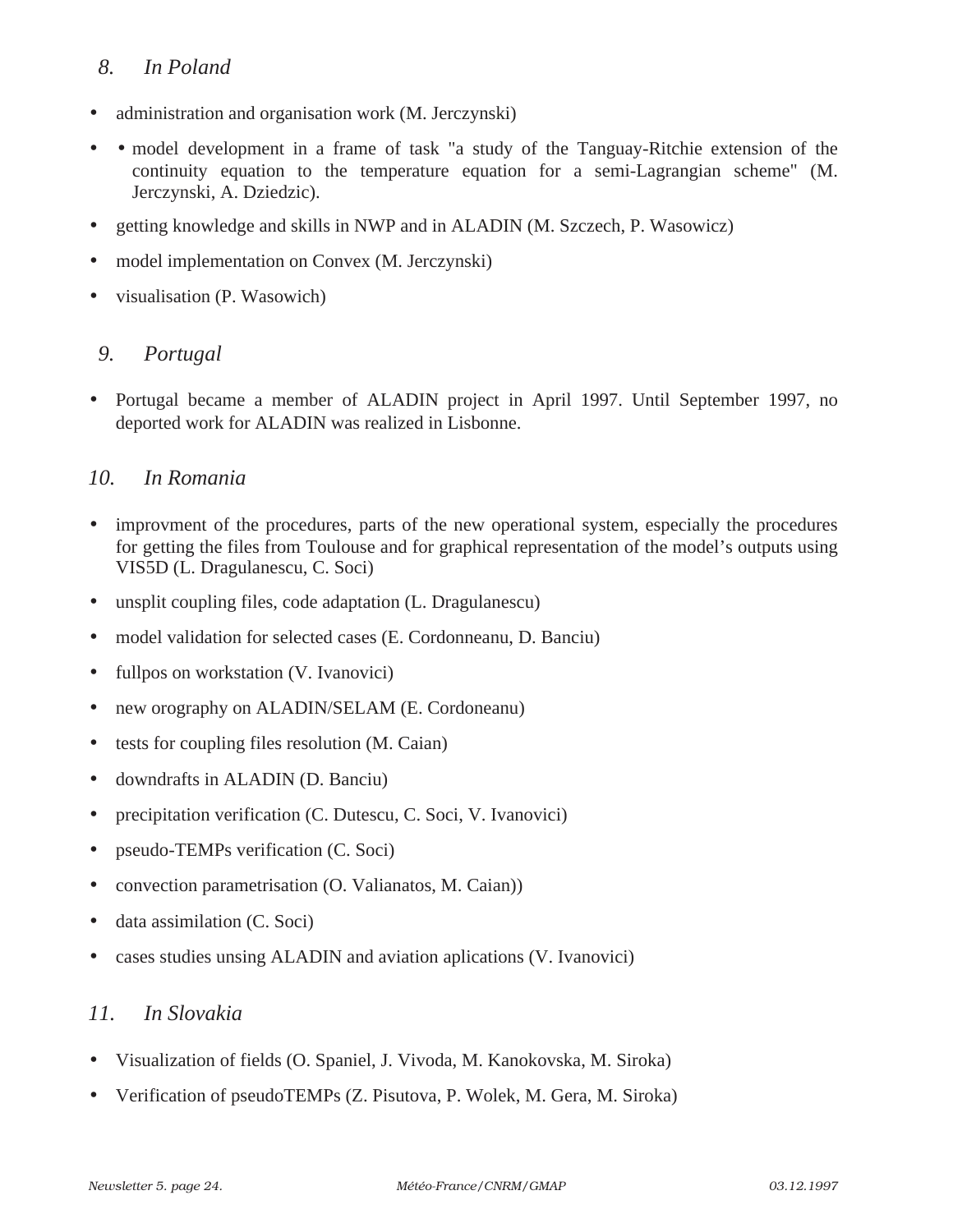## *8. In Poland*

- administration and organisation work (M. Jerczynski)
- • model development in a frame of task "a study of the Tanguay-Ritchie extension of the continuity equation to the temperature equation for a semi-Lagrangian scheme" (M. Jerczynski, A. Dziedzic).
- getting knowledge and skills in NWP and in ALADIN (M. Szczech, P. Wasowicz)
- model implementation on Convex (M. Jerczynski)
- visualisation (P. Wasowich)

## *9. Portugal*

- Portugal became a member of ALADIN project in April 1997. Until September 1997, no deported work for ALADIN was realized in Lisbonne.

## *10. In Romania*

- improvment of the procedures, parts of the new operational system, especially the procedures for getting the files from Toulouse and for graphical representation of the model's outputs using VIS5D (L. Dragulanescu, C. Soci)
- unsplit coupling files, code adaptation (L. Dragulanescu)
- model validation for selected cases (E. Cordonneanu, D. Banciu)
- fullpos on workstation (V. Ivanovici)
- new orography on ALADIN/SELAM (E. Cordoneanu)
- tests for coupling files resolution (M. Caian)
- downdrafts in ALADIN (D. Banciu)
- precipitation verification (C. Dutescu, C. Soci, V. Ivanovici)
- pseudo-TEMPs verification (C. Soci)
- convection parametrisation (O. Valianatos, M. Caian))
- data assimilation (C. Soci)
- cases studies unsing ALADIN and aviation aplications (V. Ivanovici)

## *11. In Slovakia*

- Visualization of fields (O. Spaniel, J. Vivoda, M. Kanokovska, M. Siroka)
- Verification of pseudoTEMPs (Z. Pisutova, P. Wolek, M. Gera, M. Siroka)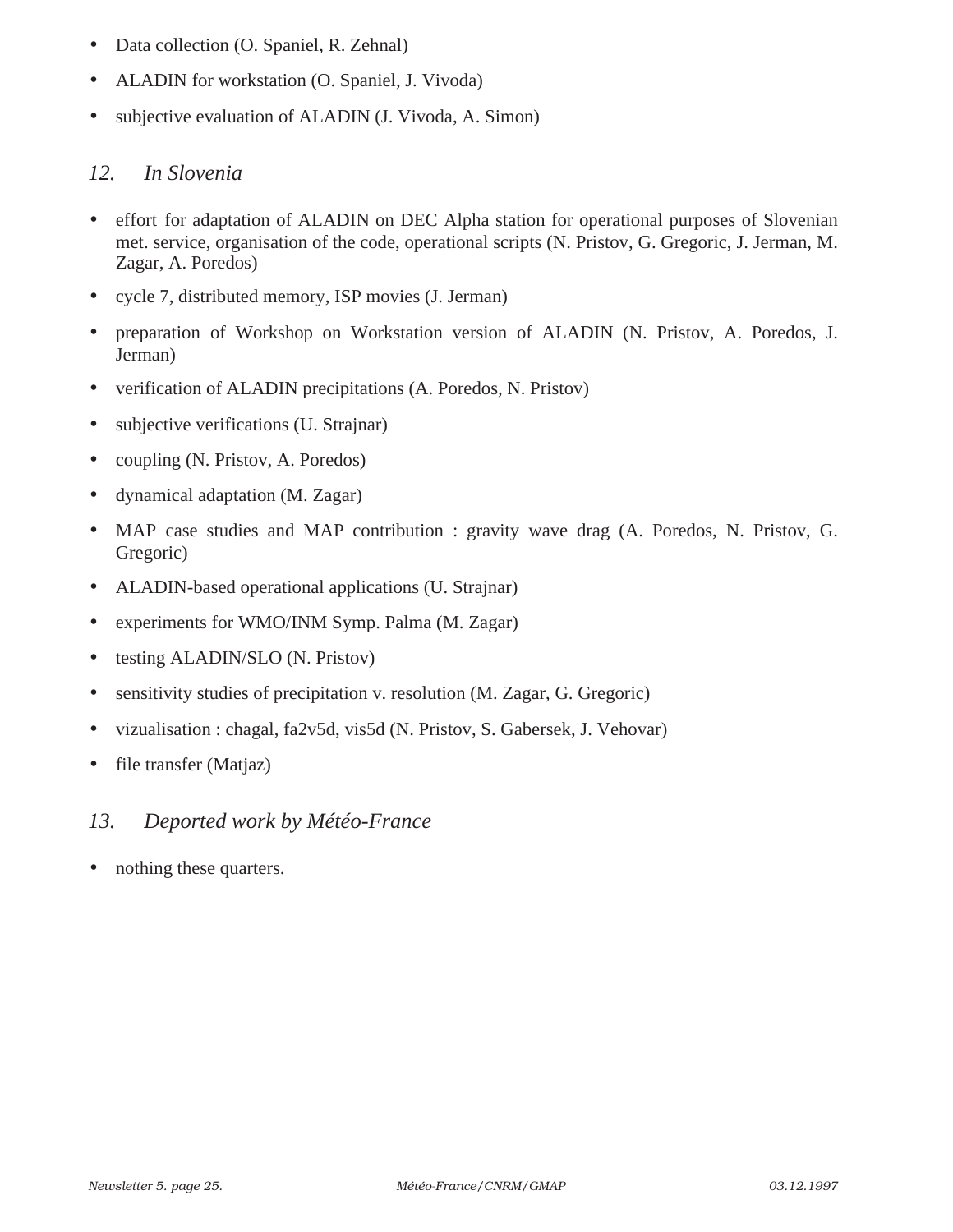- Data collection (O. Spaniel, R. Zehnal)
- ALADIN for workstation (O. Spaniel, J. Vivoda)
- subjective evaluation of ALADIN (J. Vivoda, A. Simon)

## *12. In Slovenia*

- effort for adaptation of ALADIN on DEC Alpha station for operational purposes of Slovenian met. service, organisation of the code, operational scripts (N. Pristov, G. Gregoric, J. Jerman, M. Zagar, A. Poredos)
- cycle 7, distributed memory, ISP movies (J. Jerman)
- preparation of Workshop on Workstation version of ALADIN (N. Pristov, A. Poredos, J. Jerman)
- verification of ALADIN precipitations (A. Poredos, N. Pristov)
- subjective verifications (U. Strajnar)
- coupling (N. Pristov, A. Poredos)
- dynamical adaptation (M. Zagar)
- MAP case studies and MAP contribution : gravity wave drag (A. Poredos, N. Pristov, G. Gregoric)
- ALADIN-based operational applications (U. Strajnar)
- experiments for WMO/INM Symp. Palma (M. Zagar)
- testing ALADIN/SLO (N. Pristov)
- sensitivity studies of precipitation v. resolution (M. Zagar, G. Gregoric)
- vizualisation : chagal, fa2v5d, vis5d (N. Pristov, S. Gabersek, J. Vehovar)
- file transfer (Matjaz)

## *13. Deported work by Météo-France*

- nothing these quarters.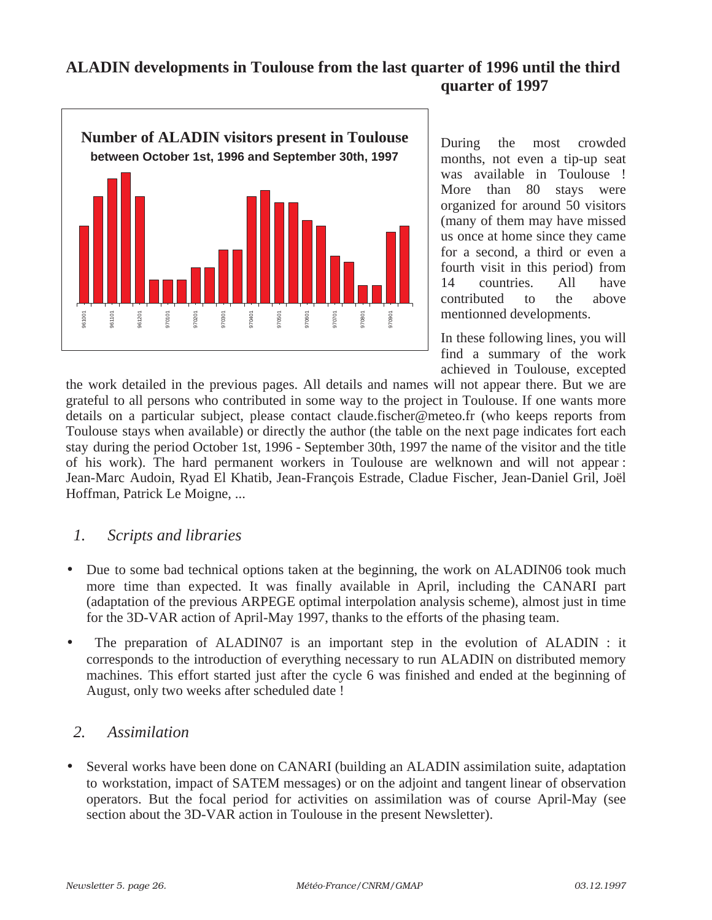# ALADIN developments in Toulouse from the last quarter of 1996 until the third quarter of 1997

**Number of ALADIN visitors present in Toulouse**
**between October 1st, 1996 and September 30th, 1997**

During the most crowded months, not even a tip-up seat was available in Toulouse ! More than 80 stays were organized for around 50 visitors (many of them may have missed us once at home since they came for a second, a third or even a fourth visit in this period) from 14 countries. All have contributed to the above mentionned developments.

In these following lines, you will find a summary of the work achieved in Toulouse, excepted the work detailed in the previous pages. All details and names will not appear there. But we are grateful to all persons who contributed in some way to the project in Toulouse. If one wants more details on a particular subject, please contact claude.fischer@meteo.fr (who keeps reports from Toulouse stays when available) or directly the author (the table on the next page indicates fort each stay during the period October 1st, 1996 - September 30th, 1997 the name of the visitor and the title of his work). The hard permanent workers in Toulouse are welknown and will not appear : Jean-Marc Audoin, Ryad El Khatib, Jean-François Estrade, Cladue Fischer, Jean-Daniel Gril, Joël Hoffman, Patrick Le Moigne, ...

## *1. Scripts and libraries*

- Due to some bad technical options taken at the beginning, the work on ALADIN06 took much more time than expected. It was finally available in April, including the CANARI part (adaptation of the previous ARPEGE optimal interpolation analysis scheme), almost just in time for the 3D-VAR action of April-May 1997, thanks to the efforts of the phasing team.
- The preparation of ALADIN07 is an important step in the evolution of ALADIN : it corresponds to the introduction of everything necessary to run ALADIN on distributed memory machines. This effort started just after the cycle 6 was finished and ended at the beginning of August, only two weeks after scheduled date !

## *2. Assimilation*

- Several works have been done on CANARI (building an ALADIN assimilation suite, adaptation to workstation, impact of SATEM messages) or on the adjoint and tangent linear of observation operators. But the focal period for activities on assimilation was of course April-May (see section about the 3D-VAR action in Toulouse in the present Newsletter).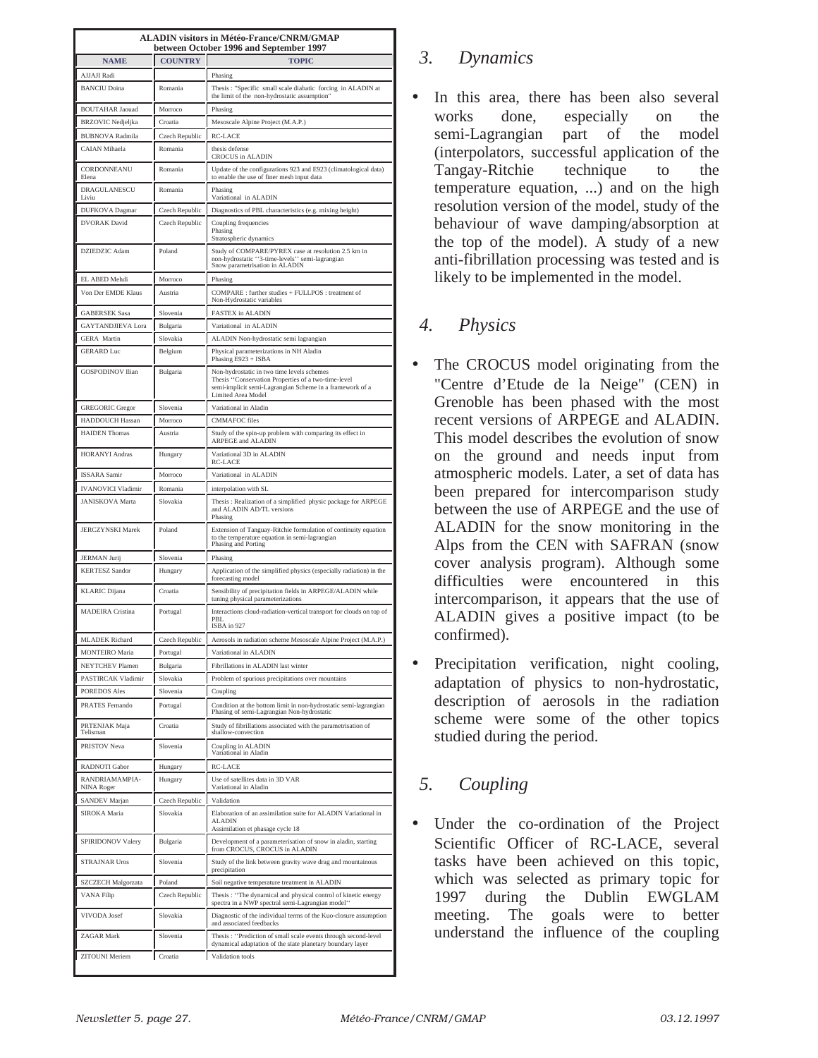**ALADIN visitors in Météo-France/CNRM/GMAP between October 1996 and September 1997**

| NAME | COUNTRY | TOPIC |
|---|---|---|
| AJJAJI Radi | | Phasing |
| BANCIU Doina | Romania | Thesis : "Specific small scale diabatic forcing in ALADIN at the limit of the non-hydrostatic assumption" |
| BOUTAHAR Jaouad | Morroco | Phasing |
| BRZOVIC Nedjeljka | Croatia | Mesoscale Alpine Project (M.A.P.) |
| BUBNOVA Radmila | Czech Republic | RC-LACE |
| CAIAN Mihaela | Romania | thesis defense CROCUS in ALADIN |
| CORDONNEANU Elena | Romania | Update of the configurations 923 and E923 (climatological data) to enable the use of finer mesh input data |
| DRAGULANESCU Liviu | Romania | Phasing Variational in ALADIN |
| DUFKOVA Dagmar | Czech Republic | Diagnostics of PBL characteristics (e.g. mixing height) |
| DVORAK David | Czech Republic | Coupling frequencies Phasing Stratospheric dynamics |
| DZIEDZIC Adam | Poland | Study of COMPARE/PYREX case at resolution 2.5 km in non-hydrostatic ''3-time-levels'' semi-lagrangian Snow parametrisation in ALADIN |
| EL ABED Mehdi | Morroco | Phasing |
| Von Der EMDE Klaus | Austria | COMPARE : further studies + FULLPOS : treatment of Non-Hydrostatic variables |
| GABERSEK Sasa | Slovenia | FASTEX in ALADIN |
| GAYTANDJIEVA Lora | Bulgaria | Variational in ALADIN |
| GERA Martin | Slovakia | ALADIN Non-hydrostatic semi lagrangian |
| GERARD Luc | Belgium | Physical parameterizations in NH Aladin Phasing E923 + ISBA |
| GOSPODINOV Ilian | Bulgaria | Non-hydrostatic in two time levels schemes Thesis ''Conservation Properties of a two-time-level semi-implicit semi-Lagrangian Scheme in a framework of a Limited Area Model |
| GREGORIC Gregor | Slovenia | Variational in Aladin |
| HADDOUCH Hassan | Morroco | CMMAFOC files |
| HAIDEN Thomas | Austria | Study of the spin-up problem with comparing its effect in ARPEGE and ALADIN |
| HORANYI Andras | Hungary | Variational 3D in ALADIN RC-LACE |
| ISSARA Samir | Morroco | Variational in ALADIN |
| IVANOVICI Vladimir | Romania | interpolation with SL |
| JANISKOVA Marta | Slovakia | Thesis : Realization of a simplified physic package for ARPEGE and ALADIN AD/TL versions Phasing |
| JERCZYNSKI Marek | Poland | Extension of Tanguay-Ritchie formulation of continuity equation to the temperature equation in semi-lagrangian Phasing and Porting |
| JERMAN Jurij | Slovenia | Phasing |
| KERTESZ Sandor | Hungary | Application of the simplified physics (especially radiation) in the forecasting model |
| KLARIC Dijana | Croatia | Sensibility of precipitation fields in ARPEGE/ALADIN while tuning physical parameterizations |
| MADEIRA Cristina | Portugal | Interactions cloud-radiation-vertical transport for clouds on top of PBL ISBA in 927 |
| MLADEK Richard | Czech Republic | Aerosols in radiation scheme Mesoscale Alpine Project (M.A.P.) |
| MONTEIRO Maria | Portugal | Variational in ALADIN |
| NEYTCHEV Plamen | Bulgaria | Fibrillations in ALADIN last winter |
| PASTIRCAK Vladimir | Slovakia | Problem of spurious precipitations over mountains |
| POREDOS Ales | Slovenia | Coupling |
| PRATES Fernando | Portugal | Condition at the bottom limit in non-hydrostatic semi-lagrangian Phasing of semi-Lagrangian Non-hydrostatic |
| PRTENJAK Maja Telisman | Croatia | Study of fibrillations associated with the parametrisation of shallow-convection |
| PRISTOV Neva | Slovenia | Coupling in ALADIN Variational in Aladin |
| RADNOTI Gabor | Hungary | RC-LACE |
| RANDRIAMAMPIA-NINA Roger | Hungary | Use of satellites data in 3D VAR Variational in Aladin |
| SANDEV Marjan | Czech Republic | Validation |
| SIROKA Maria | Slovakia | Elaboration of an assimilation suite for ALADIN Variational in ALADIN Assimilation et phasage cycle 18 |
| SPIRIDONOV Valery | Bulgaria | Development of a parameterisation of snow in aladin, starting from CROCUS, CROCUS in ALADIN |
| STRAJNAR Uros | Slovenia | Study of the link between gravity wave drag and mountainous precipitation |
| SZCZECH Malgorzata | Poland | Soil negative temperature treatment in ALADIN |
| VANA Filip | Czech Republic | Thesis : ''The dynamical and physical control of kinetic energy spectra in a NWP spectral semi-Lagrangian model'' |
| VIVODA Josef | Slovakia | Diagnostic of the individual terms of the Kuo-closure assumption and associated feedbacks |
| ZAGAR Mark | Slovenia | Thesis : ''Prediction of small scale events through second-level dynamical adaptation of the state planetary boundary layer |
| ZITOUNI Meriem | Croatia | Validation tools |

## *3. Dynamics*

- In this area, there has been also several works done, especially on the semi-Lagrangian part of the model (interpolators, successful application of the Tangay-Ritchie technique to the temperature equation, ...) and on the high resolution version of the model, study of the behaviour of wave damping/absorption at the top of the model). A study of a new anti-fibrillation processing was tested and is likely to be implemented in the model.

## *4. Physics*

- The CROCUS model originating from the "Centre d'Etude de la Neige" (CEN) in Grenoble has been phased with the most recent versions of ARPEGE and ALADIN. This model describes the evolution of snow on the ground and needs input from atmospheric models. Later, a set of data has been prepared for intercomparison study between the use of ARPEGE and the use of ALADIN for the snow monitoring in the Alps from the CEN with SAFRAN (snow cover analysis program). Although some difficulties were encountered in this intercomparison, it appears that the use of ALADIN gives a positive impact (to be confirmed).
- Precipitation verification, night cooling, adaptation of physics to non-hydrostatic, description of aerosols in the radiation scheme were some of the other topics studied during the period.

## *5. Coupling*

- Under the co-ordination of the Project Scientific Officer of RC-LACE, several tasks have been achieved on this topic, which was selected as primary topic for 1997 during the Dublin EWGLAM meeting. The goals were to better understand the influence of the coupling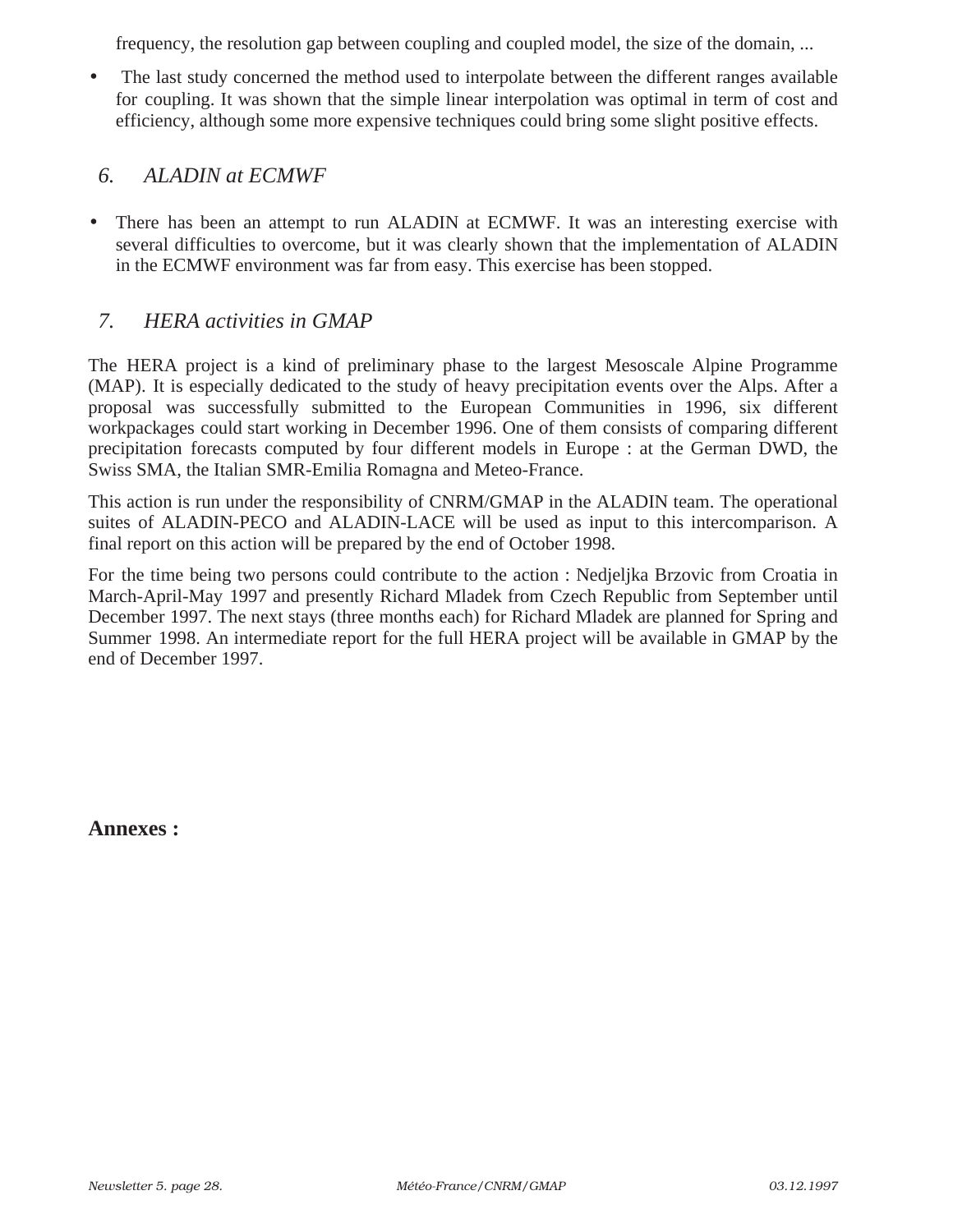frequency, the resolution gap between coupling and coupled model, the size of the domain, ...

- The last study concerned the method used to interpolate between the different ranges available for coupling. It was shown that the simple linear interpolation was optimal in term of cost and efficiency, although some more expensive techniques could bring some slight positive effects.

## *6. ALADIN at ECMWF*

- There has been an attempt to run ALADIN at ECMWF. It was an interesting exercise with several difficulties to overcome, but it was clearly shown that the implementation of ALADIN in the ECMWF environment was far from easy. This exercise has been stopped.

## *7. HERA activities in GMAP*

The HERA project is a kind of preliminary phase to the largest Mesoscale Alpine Programme (MAP). It is especially dedicated to the study of heavy precipitation events over the Alps. After a proposal was successfully submitted to the European Communities in 1996, six different workpackages could start working in December 1996. One of them consists of comparing different precipitation forecasts computed by four different models in Europe : at the German DWD, the Swiss SMA, the Italian SMR-Emilia Romagna and Meteo-France.

This action is run under the responsibility of CNRM/GMAP in the ALADIN team. The operational suites of ALADIN-PECO and ALADIN-LACE will be used as input to this intercomparison. A final report on this action will be prepared by the end of October 1998.

For the time being two persons could contribute to the action : Nedjeljka Brzovic from Croatia in March-April-May 1997 and presently Richard Mladek from Czech Republic from September until December 1997. The next stays (three months each) for Richard Mladek are planned for Spring and Summer 1998. An intermediate report for the full HERA project will be available in GMAP by the end of December 1997.

**Annexes :**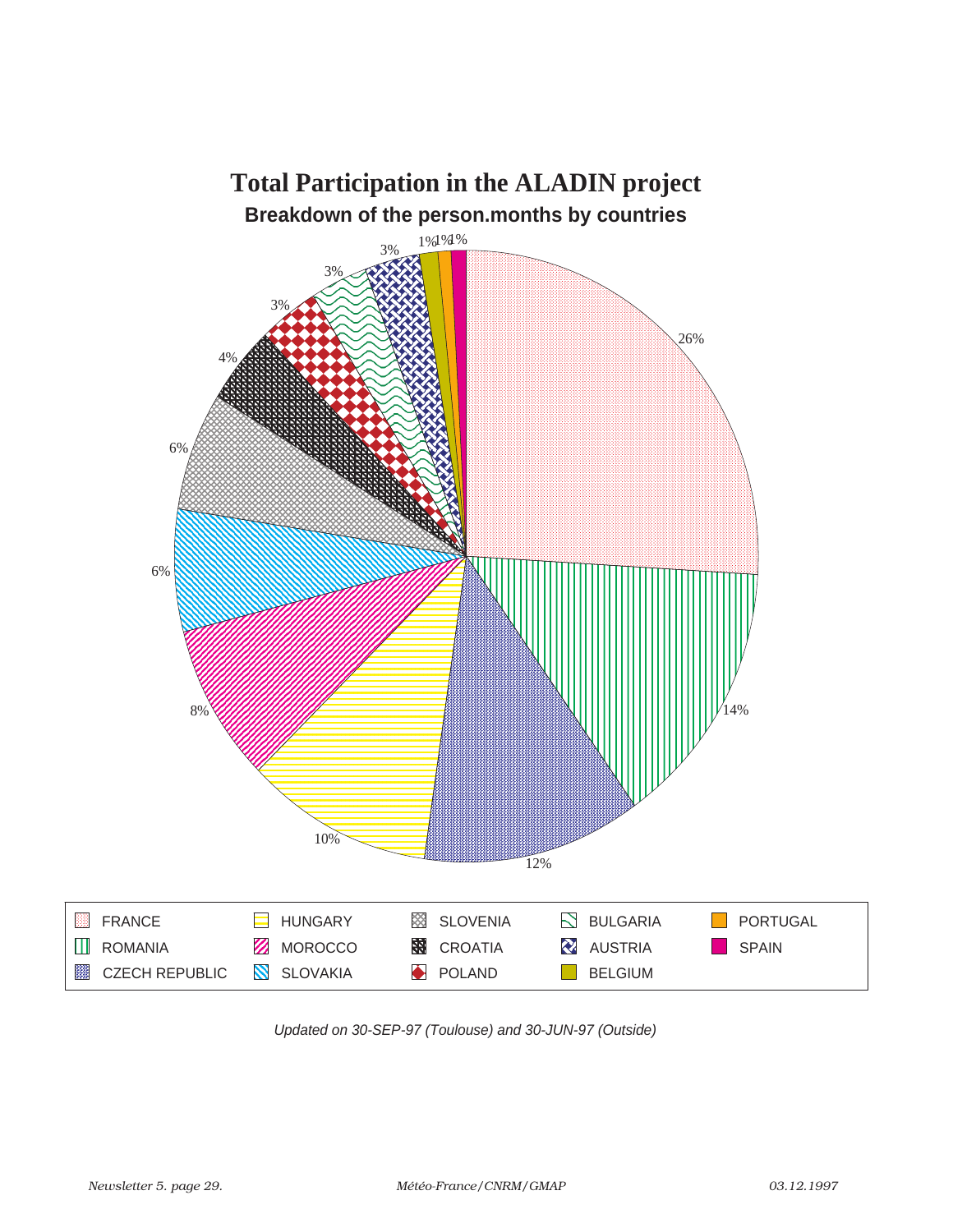# Total Participation in the ALADIN project

## Breakdown of the person.months by countries

| Country | Share |
|---|---|
| FRANCE | 26% |
| ROMANIA | 14% |
| CZECH REPUBLIC | 12% |
| HUNGARY | 10% |
| MOROCCO | 8% |
| SLOVAKIA | 6% |
| SLOVENIA | 6% |
| CROATIA | 4% |
| POLAND | 3% |
| BULGARIA | 3% |
| AUSTRIA | 3% |
| BELGIUM | 1% |
| PORTUGAL | 1% |
| SPAIN | 1% |

*Updated on 30-SEP-97 (Toulouse) and 30-JUN-97 (Outside)*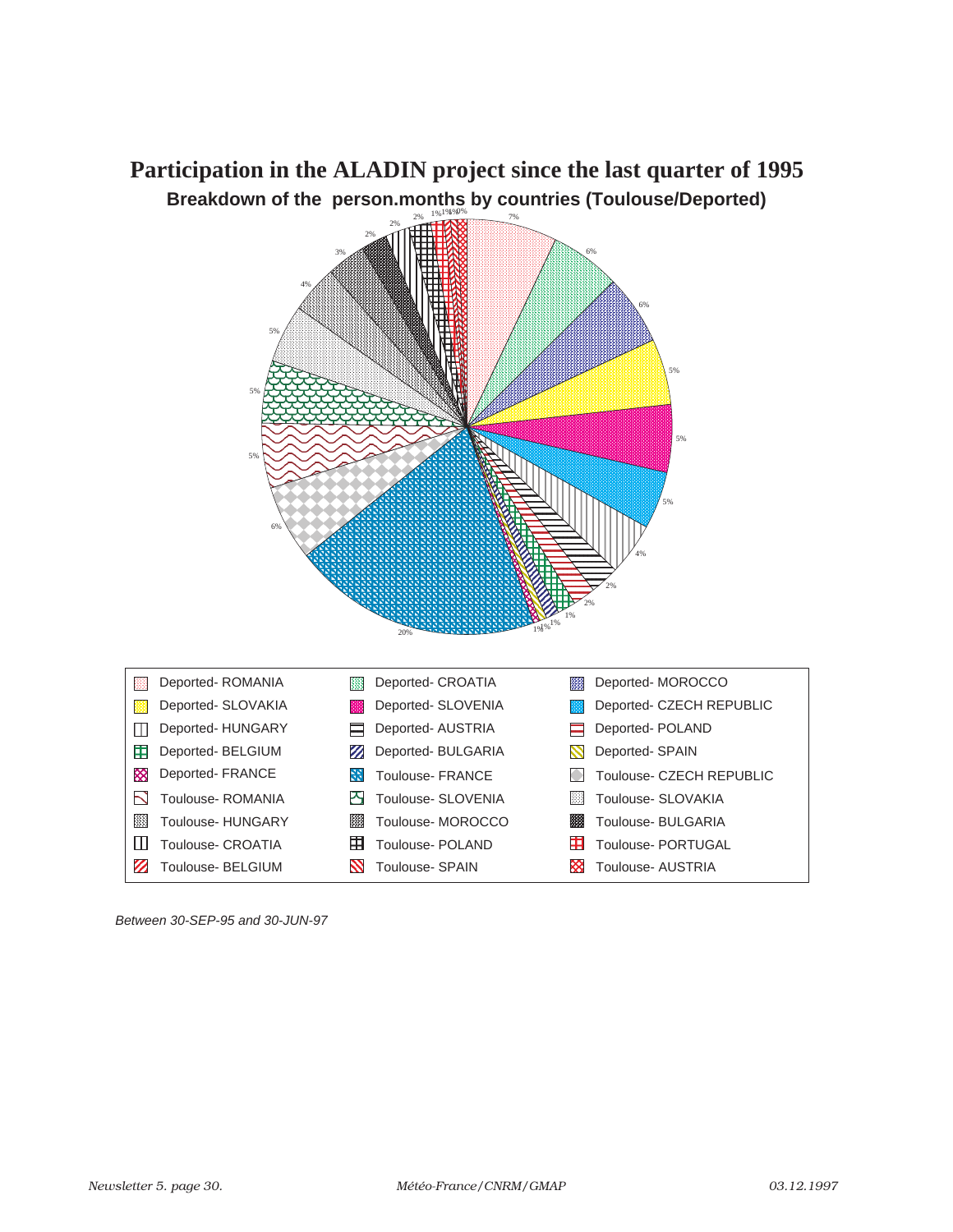# Participation in the ALADIN project since the last quarter of 1995

## Breakdown of the person.months by countries (Toulouse/Deported)

| | | |
|---|---|---|
| Deported- ROMANIA | Deported- CROATIA | Deported- MOROCCO |
| Deported- SLOVAKIA | Deported- SLOVENIA | Deported- CZECH REPUBLIC |
| Deported- HUNGARY | Deported- AUSTRIA | Deported- POLAND |
| Deported- BELGIUM | Deported- BULGARIA | Deported- SPAIN |
| Deported- FRANCE | Toulouse- FRANCE | Toulouse- CZECH REPUBLIC |
| Toulouse- ROMANIA | Toulouse- SLOVENIA | Toulouse- SLOVAKIA |
| Toulouse- HUNGARY | Toulouse- MOROCCO | Toulouse- BULGARIA |
| Toulouse- CROATIA | Toulouse- POLAND | Toulouse- PORTUGAL |
| Toulouse- BELGIUM | Toulouse- SPAIN | Toulouse- AUSTRIA |

*Between 30-SEP-95 and 30-JUN-97*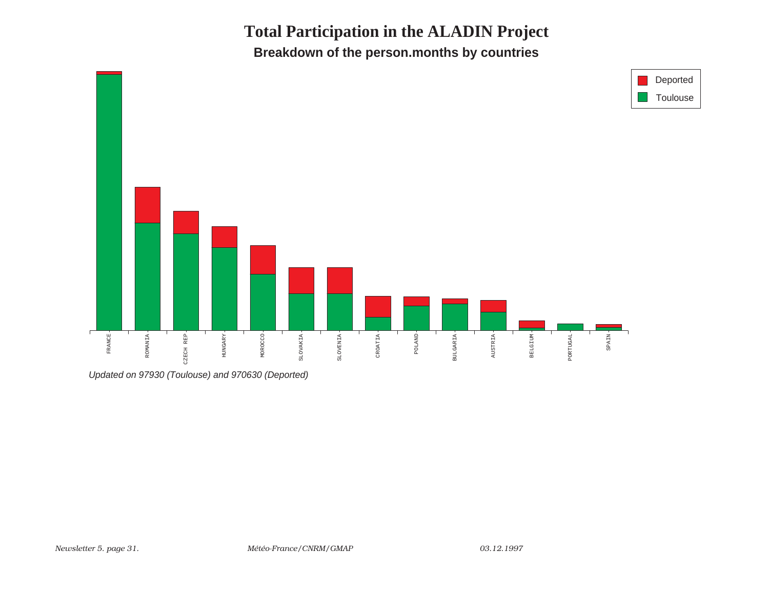# Total Participation in the ALADIN Project

## Breakdown of the person.months by countries

Deported

Toulouse

FRANCE ROMANIA CZECH REP HUNGARY MOROCCO SLOVAKIA SLOVENIA CROATIA POLAND BULGARIA AUSTRIA BELGIUM PORTUGAL SPAIN

*Updated on 97930 (Toulouse) and 970630 (Deported)*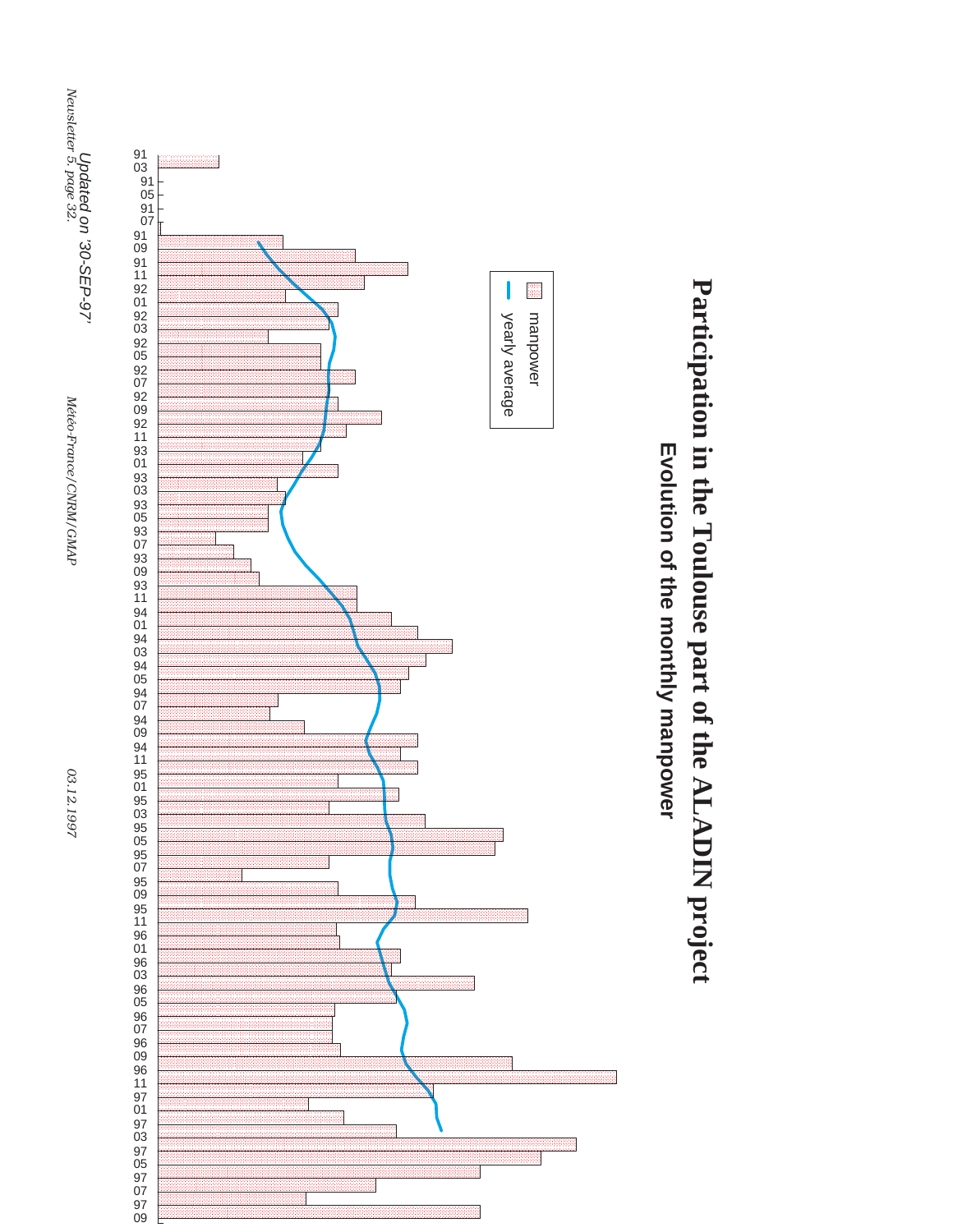# Participation in the Toulouse part of the ALADIN project

## Evolution of the monthly manpower

manpower

yearly average

91 03
91 05
91 07
91 09
91 11
92 01
92 03
92 05
92 07
92 09
92 11
93 01
93 03
93 05
93 07
93 09
93 11
94 01
94 03
94 05
94 07
94 09
94 11
95 01
95 03
95 05
95 07
95 09
95 11
96 01
96 03
96 05
96 07
96 09
96 11
97 01
97 03
97 05
97 07
97 09

*Updated on '30-SEP-97'*

*Météo-France/CNRM/GMAP*

*03.12.1997*